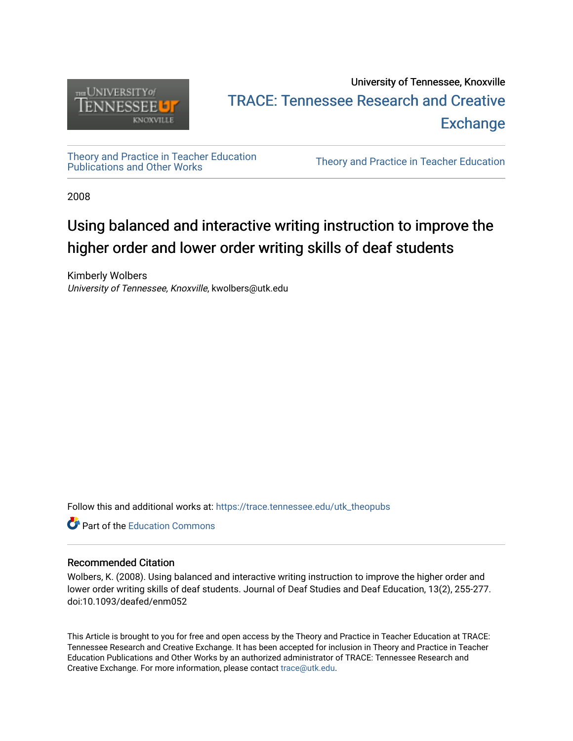University of Tennessee, Knoxville

TRACE: Tennessee Research and Creative Exchange

Theory and Practice in Teacher Education Publications and Other Works

Theory and Practice in Teacher Education

2008

# Using balanced and interactive writing instruction to improve the higher order and lower order writing skills of deaf students

Kimberly Wolbers
*University of Tennessee, Knoxville*, kwolbers@utk.edu

Follow this and additional works at: https://trace.tennessee.edu/utk_theopubs

Part of the Education Commons

## Recommended Citation

Wolbers, K. (2008). Using balanced and interactive writing instruction to improve the higher order and lower order writing skills of deaf students. Journal of Deaf Studies and Deaf Education, 13(2), 255-277. doi:10.1093/deafed/enm052

This Article is brought to you for free and open access by the Theory and Practice in Teacher Education at TRACE: Tennessee Research and Creative Exchange. It has been accepted for inclusion in Theory and Practice in Teacher Education Publications and Other Works by an authorized administrator of TRACE: Tennessee Research and Creative Exchange. For more information, please contact trace@utk.edu.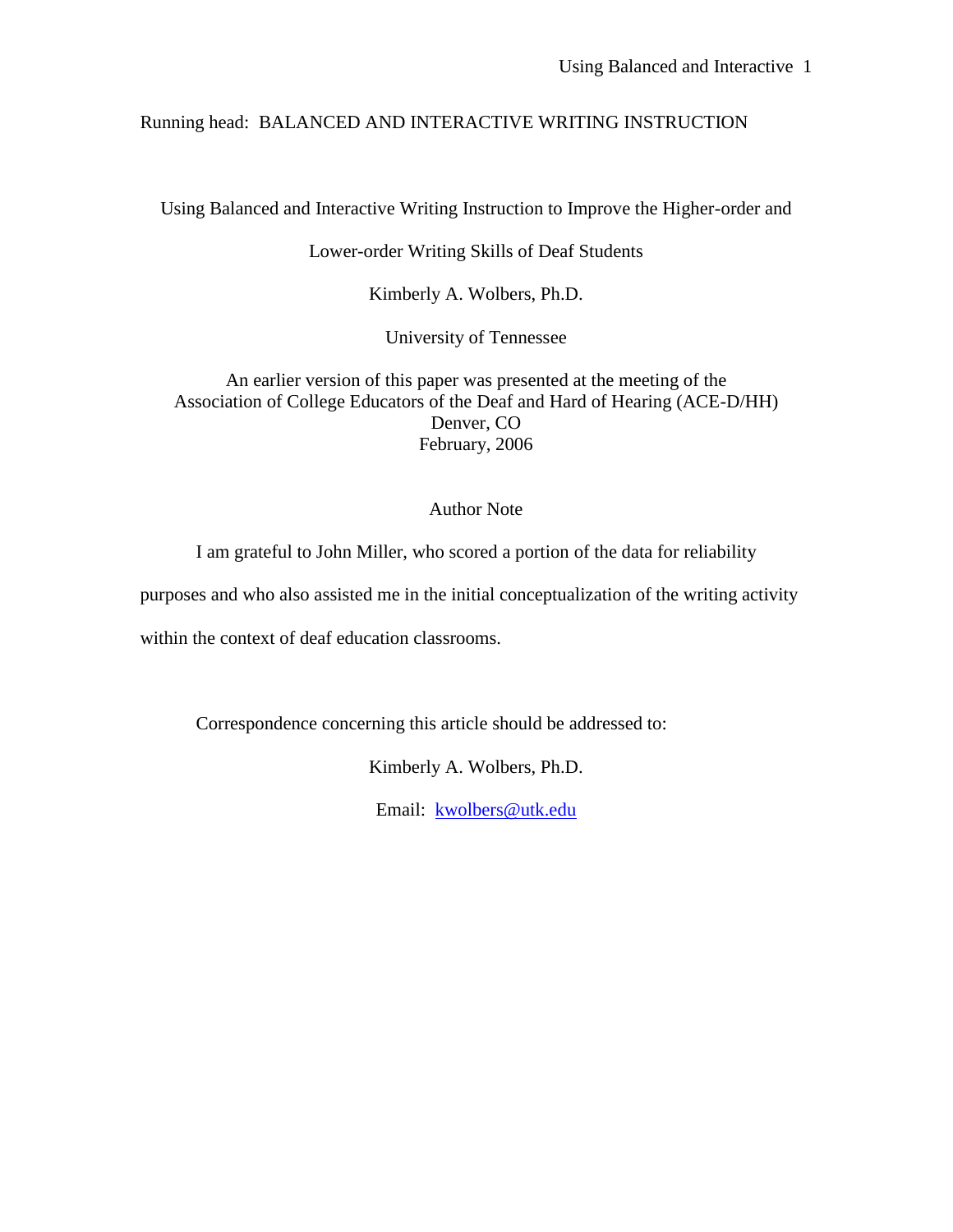Running head: BALANCED AND INTERACTIVE WRITING INSTRUCTION

# Using Balanced and Interactive Writing Instruction to Improve the Higher-order and Lower-order Writing Skills of Deaf Students

Kimberly A. Wolbers, Ph.D.

University of Tennessee

An earlier version of this paper was presented at the meeting of the Association of College Educators of the Deaf and Hard of Hearing (ACE-D/HH)
Denver, CO
February, 2006

## Author Note

I am grateful to John Miller, who scored a portion of the data for reliability purposes and who also assisted me in the initial conceptualization of the writing activity within the context of deaf education classrooms.

Correspondence concerning this article should be addressed to:

Kimberly A. Wolbers, Ph.D.

Email: kwolbers@utk.edu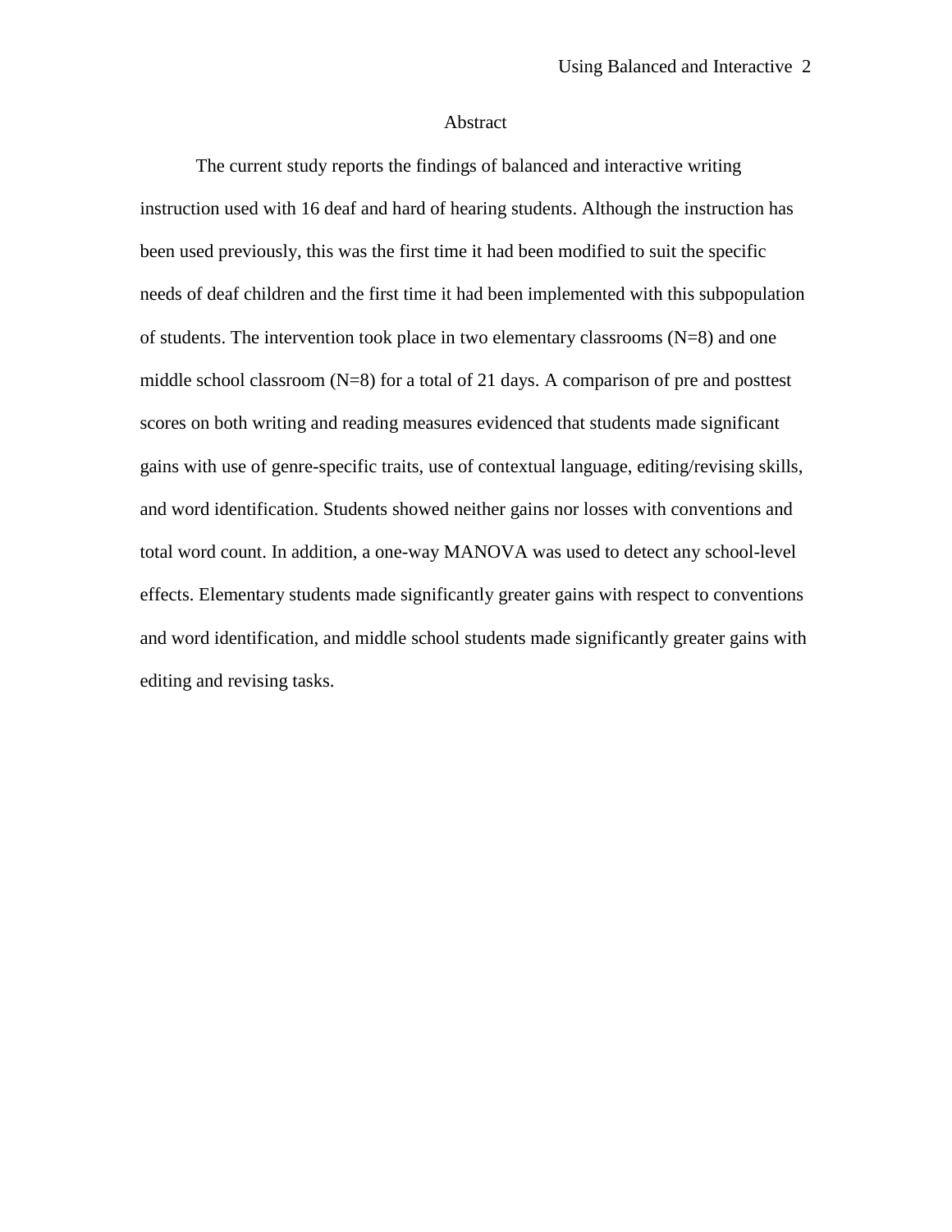# Abstract

The current study reports the findings of balanced and interactive writing instruction used with 16 deaf and hard of hearing students. Although the instruction has been used previously, this was the first time it had been modified to suit the specific needs of deaf children and the first time it had been implemented with this subpopulation of students. The intervention took place in two elementary classrooms (N=8) and one middle school classroom (N=8) for a total of 21 days. A comparison of pre and posttest scores on both writing and reading measures evidenced that students made significant gains with use of genre-specific traits, use of contextual language, editing/revising skills, and word identification. Students showed neither gains nor losses with conventions and total word count. In addition, a one-way MANOVA was used to detect any school-level effects. Elementary students made significantly greater gains with respect to conventions and word identification, and middle school students made significantly greater gains with editing and revising tasks.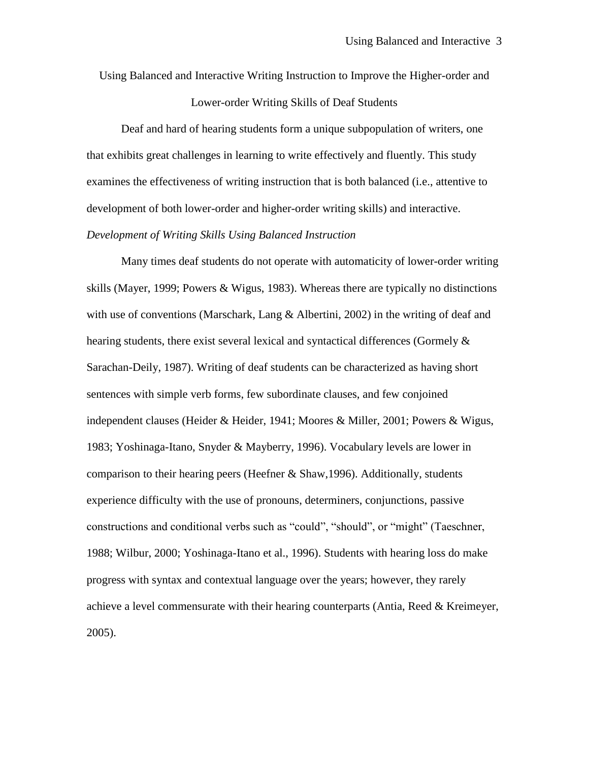# Using Balanced and Interactive Writing Instruction to Improve the Higher-order and Lower-order Writing Skills of Deaf Students

Deaf and hard of hearing students form a unique subpopulation of writers, one that exhibits great challenges in learning to write effectively and fluently. This study examines the effectiveness of writing instruction that is both balanced (i.e., attentive to development of both lower-order and higher-order writing skills) and interactive.

*Development of Writing Skills Using Balanced Instruction*

Many times deaf students do not operate with automaticity of lower-order writing skills (Mayer, 1999; Powers & Wigus, 1983). Whereas there are typically no distinctions with use of conventions (Marschark, Lang & Albertini, 2002) in the writing of deaf and hearing students, there exist several lexical and syntactical differences (Gormely & Sarachan-Deily, 1987). Writing of deaf students can be characterized as having short sentences with simple verb forms, few subordinate clauses, and few conjoined independent clauses (Heider & Heider, 1941; Moores & Miller, 2001; Powers & Wigus, 1983; Yoshinaga-Itano, Snyder & Mayberry, 1996). Vocabulary levels are lower in comparison to their hearing peers (Heefner & Shaw,1996). Additionally, students experience difficulty with the use of pronouns, determiners, conjunctions, passive constructions and conditional verbs such as "could", "should", or "might" (Taeschner, 1988; Wilbur, 2000; Yoshinaga-Itano et al., 1996). Students with hearing loss do make progress with syntax and contextual language over the years; however, they rarely achieve a level commensurate with their hearing counterparts (Antia, Reed & Kreimeyer, 2005).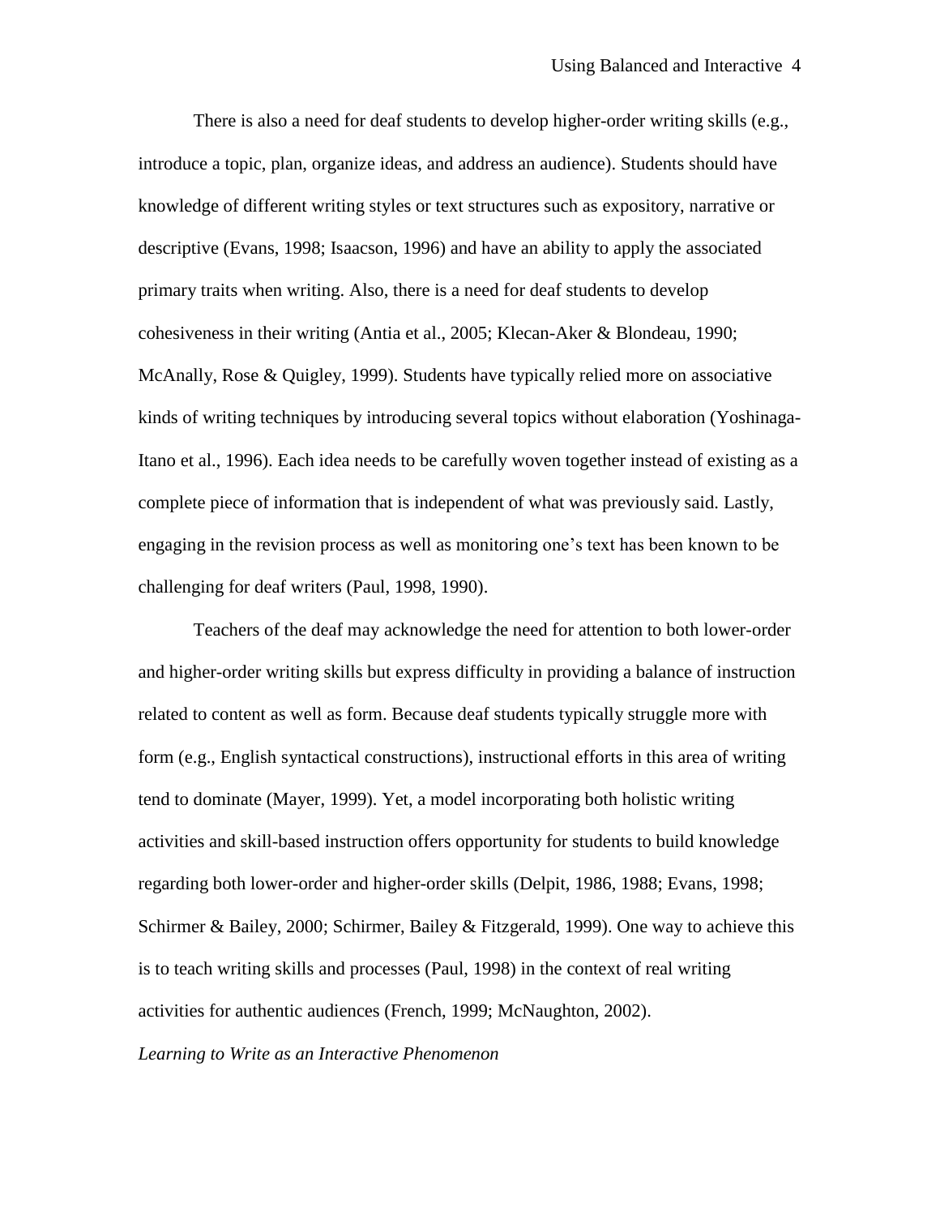There is also a need for deaf students to develop higher-order writing skills (e.g., introduce a topic, plan, organize ideas, and address an audience). Students should have knowledge of different writing styles or text structures such as expository, narrative or descriptive (Evans, 1998; Isaacson, 1996) and have an ability to apply the associated primary traits when writing. Also, there is a need for deaf students to develop cohesiveness in their writing (Antia et al., 2005; Klecan-Aker & Blondeau, 1990; McAnally, Rose & Quigley, 1999). Students have typically relied more on associative kinds of writing techniques by introducing several topics without elaboration (Yoshinaga-Itano et al., 1996). Each idea needs to be carefully woven together instead of existing as a complete piece of information that is independent of what was previously said. Lastly, engaging in the revision process as well as monitoring one's text has been known to be challenging for deaf writers (Paul, 1998, 1990).

Teachers of the deaf may acknowledge the need for attention to both lower-order and higher-order writing skills but express difficulty in providing a balance of instruction related to content as well as form. Because deaf students typically struggle more with form (e.g., English syntactical constructions), instructional efforts in this area of writing tend to dominate (Mayer, 1999). Yet, a model incorporating both holistic writing activities and skill-based instruction offers opportunity for students to build knowledge regarding both lower-order and higher-order skills (Delpit, 1986, 1988; Evans, 1998; Schirmer & Bailey, 2000; Schirmer, Bailey & Fitzgerald, 1999). One way to achieve this is to teach writing skills and processes (Paul, 1998) in the context of real writing activities for authentic audiences (French, 1999; McNaughton, 2002).

### *Learning to Write as an Interactive Phenomenon*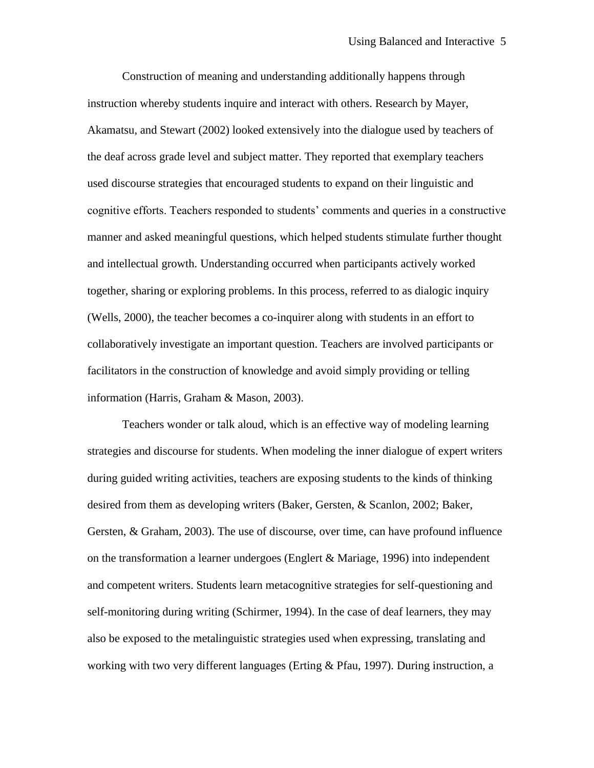Construction of meaning and understanding additionally happens through instruction whereby students inquire and interact with others. Research by Mayer, Akamatsu, and Stewart (2002) looked extensively into the dialogue used by teachers of the deaf across grade level and subject matter. They reported that exemplary teachers used discourse strategies that encouraged students to expand on their linguistic and cognitive efforts. Teachers responded to students' comments and queries in a constructive manner and asked meaningful questions, which helped students stimulate further thought and intellectual growth. Understanding occurred when participants actively worked together, sharing or exploring problems. In this process, referred to as dialogic inquiry (Wells, 2000), the teacher becomes a co-inquirer along with students in an effort to collaboratively investigate an important question. Teachers are involved participants or facilitators in the construction of knowledge and avoid simply providing or telling information (Harris, Graham & Mason, 2003).

Teachers wonder or talk aloud, which is an effective way of modeling learning strategies and discourse for students. When modeling the inner dialogue of expert writers during guided writing activities, teachers are exposing students to the kinds of thinking desired from them as developing writers (Baker, Gersten, & Scanlon, 2002; Baker, Gersten, & Graham, 2003). The use of discourse, over time, can have profound influence on the transformation a learner undergoes (Englert & Mariage, 1996) into independent and competent writers. Students learn metacognitive strategies for self-questioning and self-monitoring during writing (Schirmer, 1994). In the case of deaf learners, they may also be exposed to the metalinguistic strategies used when expressing, translating and working with two very different languages (Erting & Pfau, 1997). During instruction, a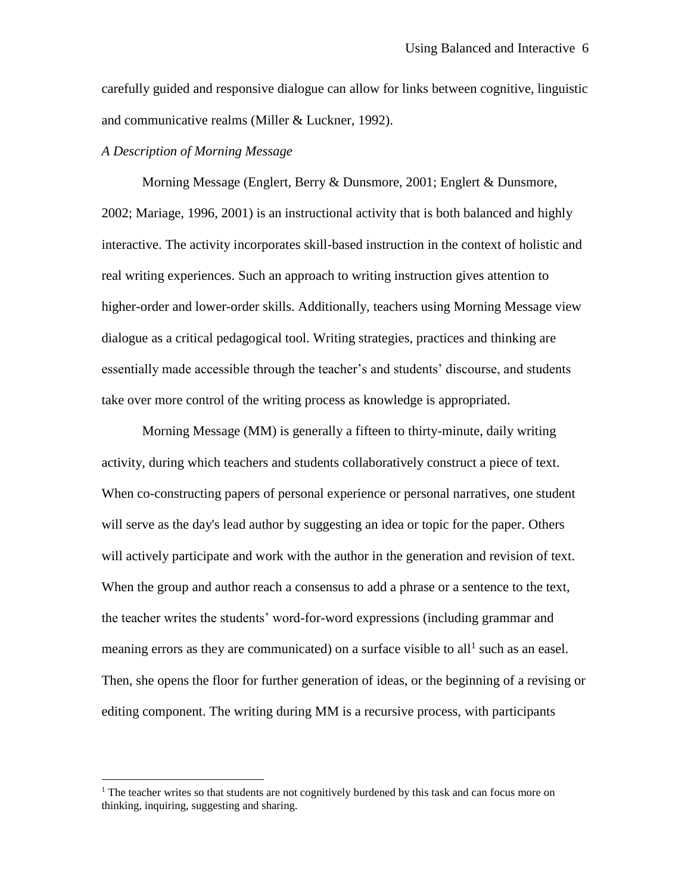carefully guided and responsive dialogue can allow for links between cognitive, linguistic and communicative realms (Miller & Luckner, 1992).

*A Description of Morning Message*

Morning Message (Englert, Berry & Dunsmore, 2001; Englert & Dunsmore, 2002; Mariage, 1996, 2001) is an instructional activity that is both balanced and highly interactive. The activity incorporates skill-based instruction in the context of holistic and real writing experiences. Such an approach to writing instruction gives attention to higher-order and lower-order skills. Additionally, teachers using Morning Message view dialogue as a critical pedagogical tool. Writing strategies, practices and thinking are essentially made accessible through the teacher's and students' discourse, and students take over more control of the writing process as knowledge is appropriated.

Morning Message (MM) is generally a fifteen to thirty-minute, daily writing activity, during which teachers and students collaboratively construct a piece of text. When co-constructing papers of personal experience or personal narratives, one student will serve as the day's lead author by suggesting an idea or topic for the paper. Others will actively participate and work with the author in the generation and revision of text. When the group and author reach a consensus to add a phrase or a sentence to the text, the teacher writes the students' word-for-word expressions (including grammar and meaning errors as they are communicated) on a surface visible to all[1] such as an easel. Then, she opens the floor for further generation of ideas, or the beginning of a revising or editing component. The writing during MM is a recursive process, with participants

[1] The teacher writes so that students are not cognitively burdened by this task and can focus more on thinking, inquiring, suggesting and sharing.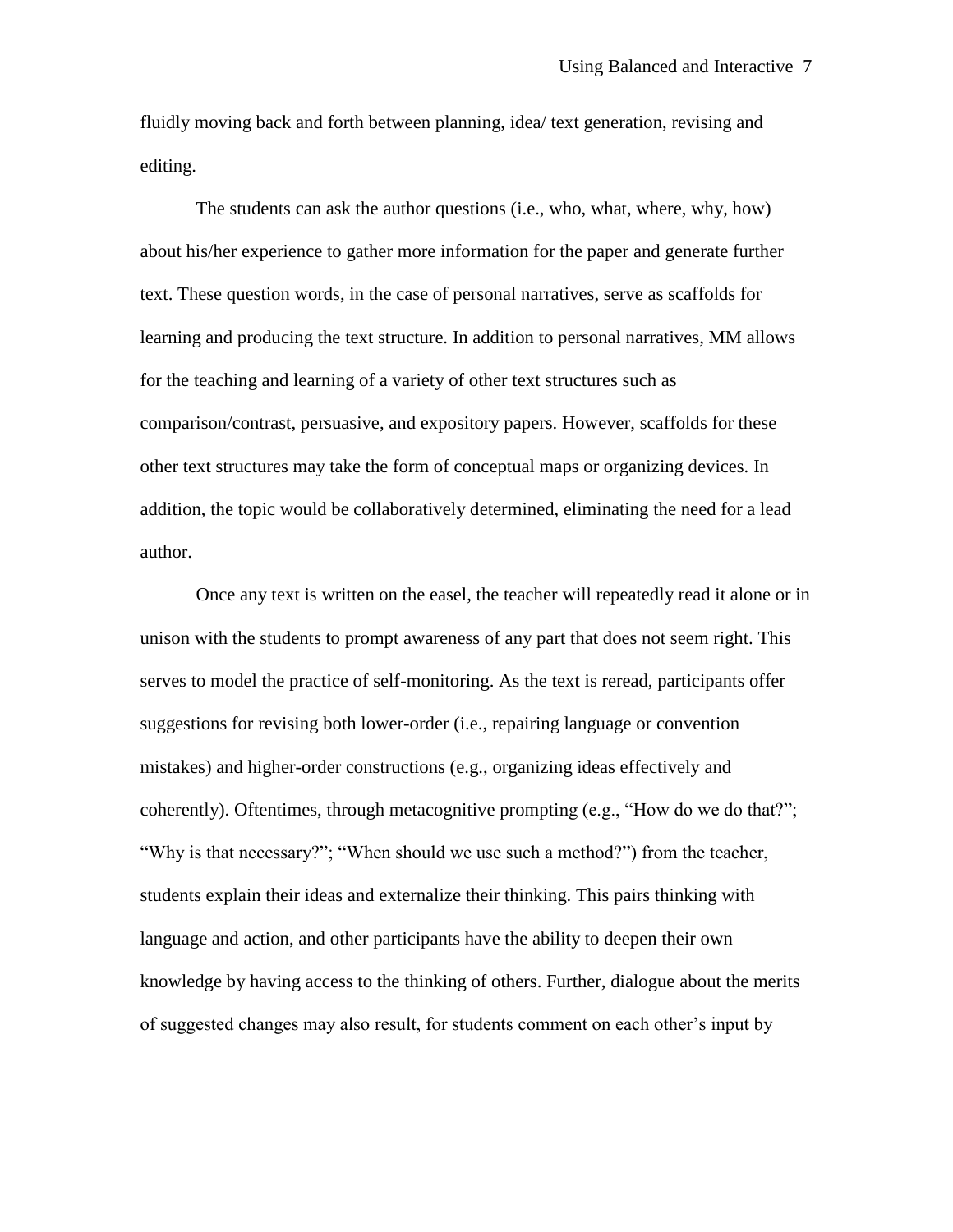fluidly moving back and forth between planning, idea/ text generation, revising and editing.

The students can ask the author questions (i.e., who, what, where, why, how) about his/her experience to gather more information for the paper and generate further text. These question words, in the case of personal narratives, serve as scaffolds for learning and producing the text structure. In addition to personal narratives, MM allows for the teaching and learning of a variety of other text structures such as comparison/contrast, persuasive, and expository papers. However, scaffolds for these other text structures may take the form of conceptual maps or organizing devices. In addition, the topic would be collaboratively determined, eliminating the need for a lead author.

Once any text is written on the easel, the teacher will repeatedly read it alone or in unison with the students to prompt awareness of any part that does not seem right. This serves to model the practice of self-monitoring. As the text is reread, participants offer suggestions for revising both lower-order (i.e., repairing language or convention mistakes) and higher-order constructions (e.g., organizing ideas effectively and coherently). Oftentimes, through metacognitive prompting (e.g., "How do we do that?"; "Why is that necessary?"; "When should we use such a method?") from the teacher, students explain their ideas and externalize their thinking. This pairs thinking with language and action, and other participants have the ability to deepen their own knowledge by having access to the thinking of others. Further, dialogue about the merits of suggested changes may also result, for students comment on each other's input by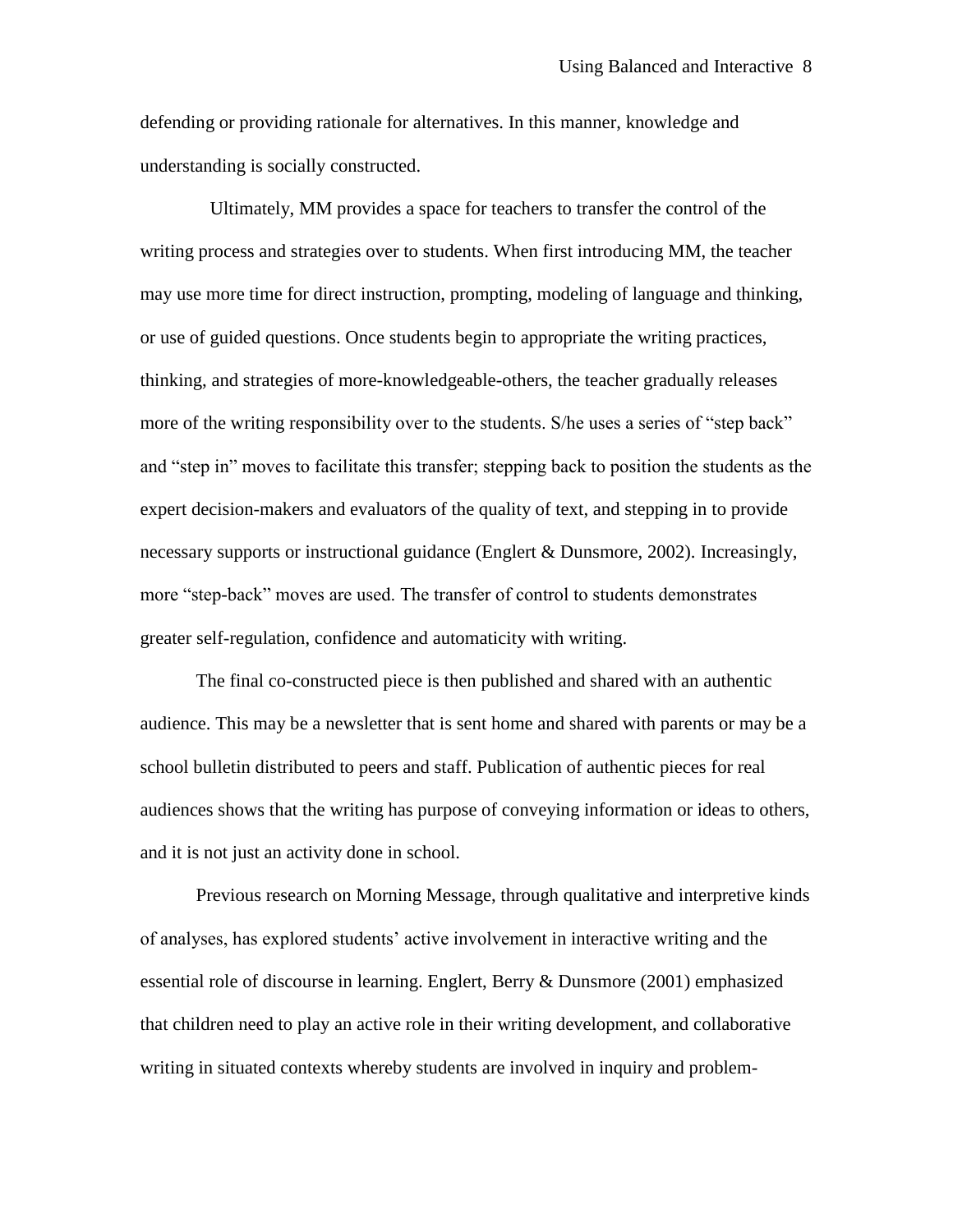defending or providing rationale for alternatives. In this manner, knowledge and understanding is socially constructed.

Ultimately, MM provides a space for teachers to transfer the control of the writing process and strategies over to students. When first introducing MM, the teacher may use more time for direct instruction, prompting, modeling of language and thinking, or use of guided questions. Once students begin to appropriate the writing practices, thinking, and strategies of more-knowledgeable-others, the teacher gradually releases more of the writing responsibility over to the students. S/he uses a series of "step back" and "step in" moves to facilitate this transfer; stepping back to position the students as the expert decision-makers and evaluators of the quality of text, and stepping in to provide necessary supports or instructional guidance (Englert & Dunsmore, 2002). Increasingly, more "step-back" moves are used. The transfer of control to students demonstrates greater self-regulation, confidence and automaticity with writing.

The final co-constructed piece is then published and shared with an authentic audience. This may be a newsletter that is sent home and shared with parents or may be a school bulletin distributed to peers and staff. Publication of authentic pieces for real audiences shows that the writing has purpose of conveying information or ideas to others, and it is not just an activity done in school.

Previous research on Morning Message, through qualitative and interpretive kinds of analyses, has explored students' active involvement in interactive writing and the essential role of discourse in learning. Englert, Berry & Dunsmore (2001) emphasized that children need to play an active role in their writing development, and collaborative writing in situated contexts whereby students are involved in inquiry and problem-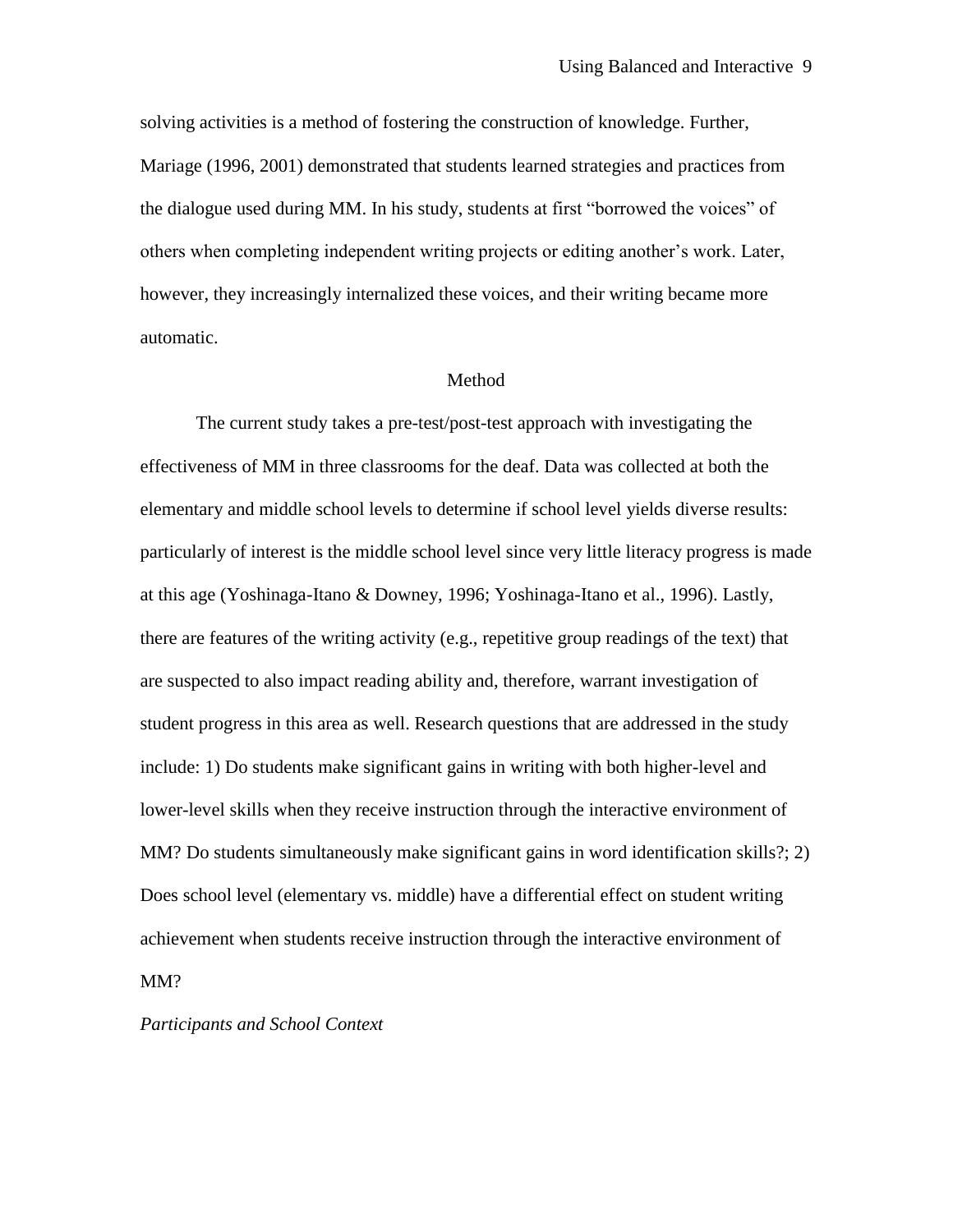solving activities is a method of fostering the construction of knowledge. Further, Mariage (1996, 2001) demonstrated that students learned strategies and practices from the dialogue used during MM. In his study, students at first “borrowed the voices” of others when completing independent writing projects or editing another’s work. Later, however, they increasingly internalized these voices, and their writing became more automatic.

## Method

The current study takes a pre-test/post-test approach with investigating the effectiveness of MM in three classrooms for the deaf. Data was collected at both the elementary and middle school levels to determine if school level yields diverse results: particularly of interest is the middle school level since very little literacy progress is made at this age (Yoshinaga-Itano & Downey, 1996; Yoshinaga-Itano et al., 1996). Lastly, there are features of the writing activity (e.g., repetitive group readings of the text) that are suspected to also impact reading ability and, therefore, warrant investigation of student progress in this area as well. Research questions that are addressed in the study include: 1) Do students make significant gains in writing with both higher-level and lower-level skills when they receive instruction through the interactive environment of MM? Do students simultaneously make significant gains in word identification skills?; 2) Does school level (elementary vs. middle) have a differential effect on student writing achievement when students receive instruction through the interactive environment of MM?

### *Participants and School Context*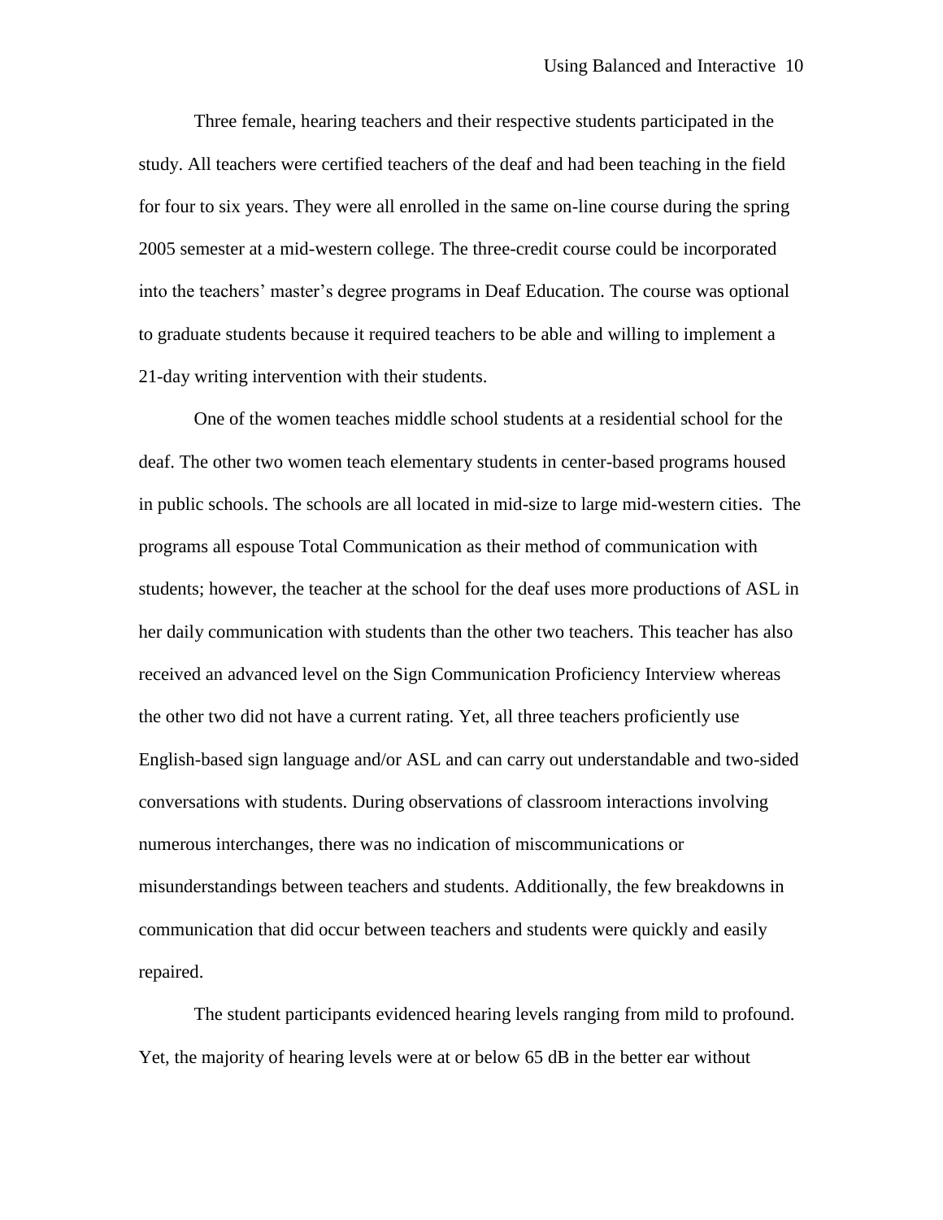Three female, hearing teachers and their respective students participated in the study. All teachers were certified teachers of the deaf and had been teaching in the field for four to six years. They were all enrolled in the same on-line course during the spring 2005 semester at a mid-western college. The three-credit course could be incorporated into the teachers' master's degree programs in Deaf Education. The course was optional to graduate students because it required teachers to be able and willing to implement a 21-day writing intervention with their students.

One of the women teaches middle school students at a residential school for the deaf. The other two women teach elementary students in center-based programs housed in public schools. The schools are all located in mid-size to large mid-western cities. The programs all espouse Total Communication as their method of communication with students; however, the teacher at the school for the deaf uses more productions of ASL in her daily communication with students than the other two teachers. This teacher has also received an advanced level on the Sign Communication Proficiency Interview whereas the other two did not have a current rating. Yet, all three teachers proficiently use English-based sign language and/or ASL and can carry out understandable and two-sided conversations with students. During observations of classroom interactions involving numerous interchanges, there was no indication of miscommunications or misunderstandings between teachers and students. Additionally, the few breakdowns in communication that did occur between teachers and students were quickly and easily repaired.

The student participants evidenced hearing levels ranging from mild to profound. Yet, the majority of hearing levels were at or below 65 dB in the better ear without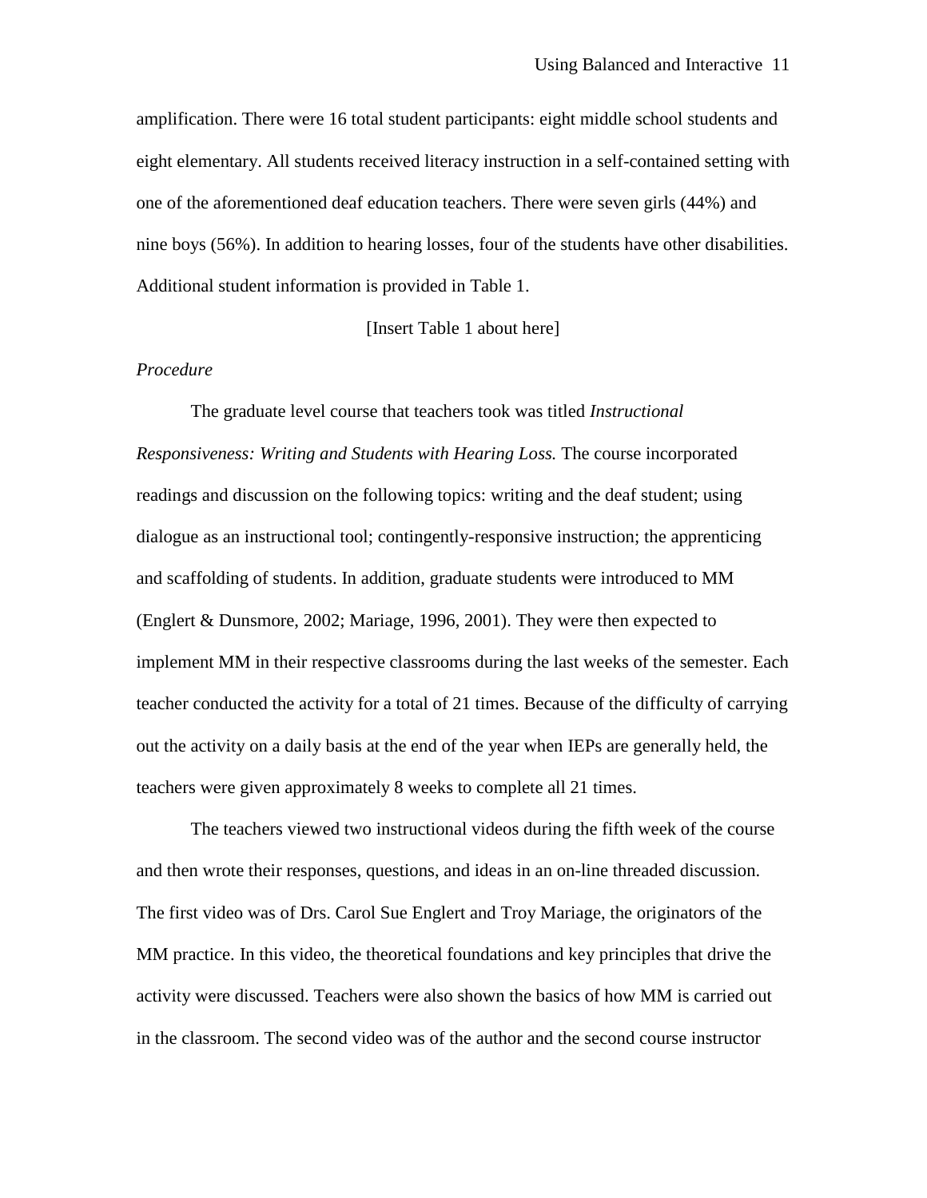amplification. There were 16 total student participants: eight middle school students and eight elementary. All students received literacy instruction in a self-contained setting with one of the aforementioned deaf education teachers. There were seven girls (44%) and nine boys (56%). In addition to hearing losses, four of the students have other disabilities. Additional student information is provided in Table 1.

[Insert Table 1 about here]

*Procedure*

The graduate level course that teachers took was titled *Instructional Responsiveness: Writing and Students with Hearing Loss.* The course incorporated readings and discussion on the following topics: writing and the deaf student; using dialogue as an instructional tool; contingently-responsive instruction; the apprenticing and scaffolding of students. In addition, graduate students were introduced to MM (Englert & Dunsmore, 2002; Mariage, 1996, 2001). They were then expected to implement MM in their respective classrooms during the last weeks of the semester. Each teacher conducted the activity for a total of 21 times. Because of the difficulty of carrying out the activity on a daily basis at the end of the year when IEPs are generally held, the teachers were given approximately 8 weeks to complete all 21 times.

The teachers viewed two instructional videos during the fifth week of the course and then wrote their responses, questions, and ideas in an on-line threaded discussion. The first video was of Drs. Carol Sue Englert and Troy Mariage, the originators of the MM practice. In this video, the theoretical foundations and key principles that drive the activity were discussed. Teachers were also shown the basics of how MM is carried out in the classroom. The second video was of the author and the second course instructor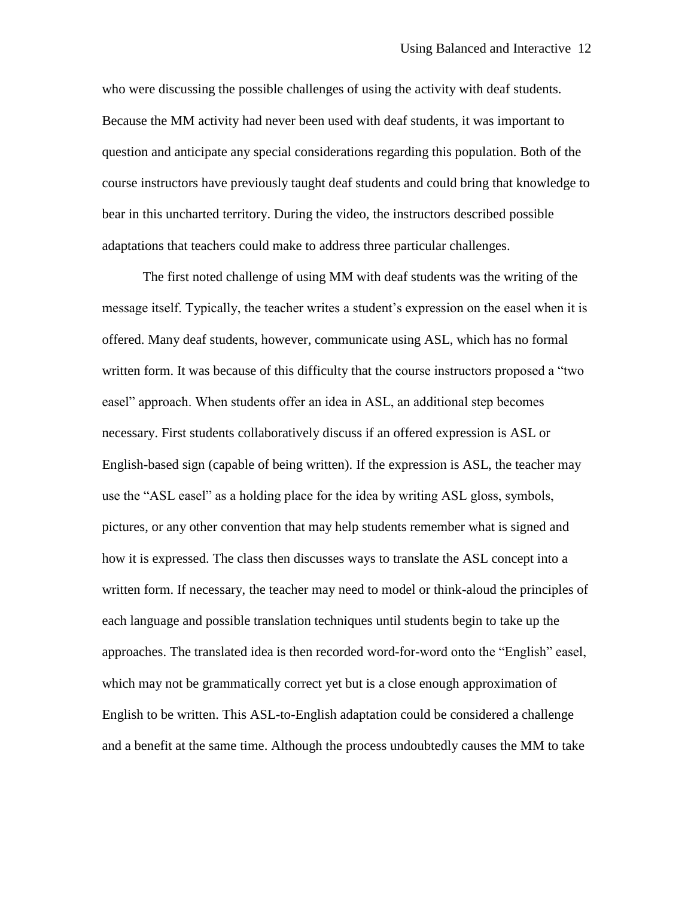who were discussing the possible challenges of using the activity with deaf students. Because the MM activity had never been used with deaf students, it was important to question and anticipate any special considerations regarding this population. Both of the course instructors have previously taught deaf students and could bring that knowledge to bear in this uncharted territory. During the video, the instructors described possible adaptations that teachers could make to address three particular challenges.

The first noted challenge of using MM with deaf students was the writing of the message itself. Typically, the teacher writes a student's expression on the easel when it is offered. Many deaf students, however, communicate using ASL, which has no formal written form. It was because of this difficulty that the course instructors proposed a "two easel" approach. When students offer an idea in ASL, an additional step becomes necessary. First students collaboratively discuss if an offered expression is ASL or English-based sign (capable of being written). If the expression is ASL, the teacher may use the "ASL easel" as a holding place for the idea by writing ASL gloss, symbols, pictures, or any other convention that may help students remember what is signed and how it is expressed. The class then discusses ways to translate the ASL concept into a written form. If necessary, the teacher may need to model or think-aloud the principles of each language and possible translation techniques until students begin to take up the approaches. The translated idea is then recorded word-for-word onto the "English" easel, which may not be grammatically correct yet but is a close enough approximation of English to be written. This ASL-to-English adaptation could be considered a challenge and a benefit at the same time. Although the process undoubtedly causes the MM to take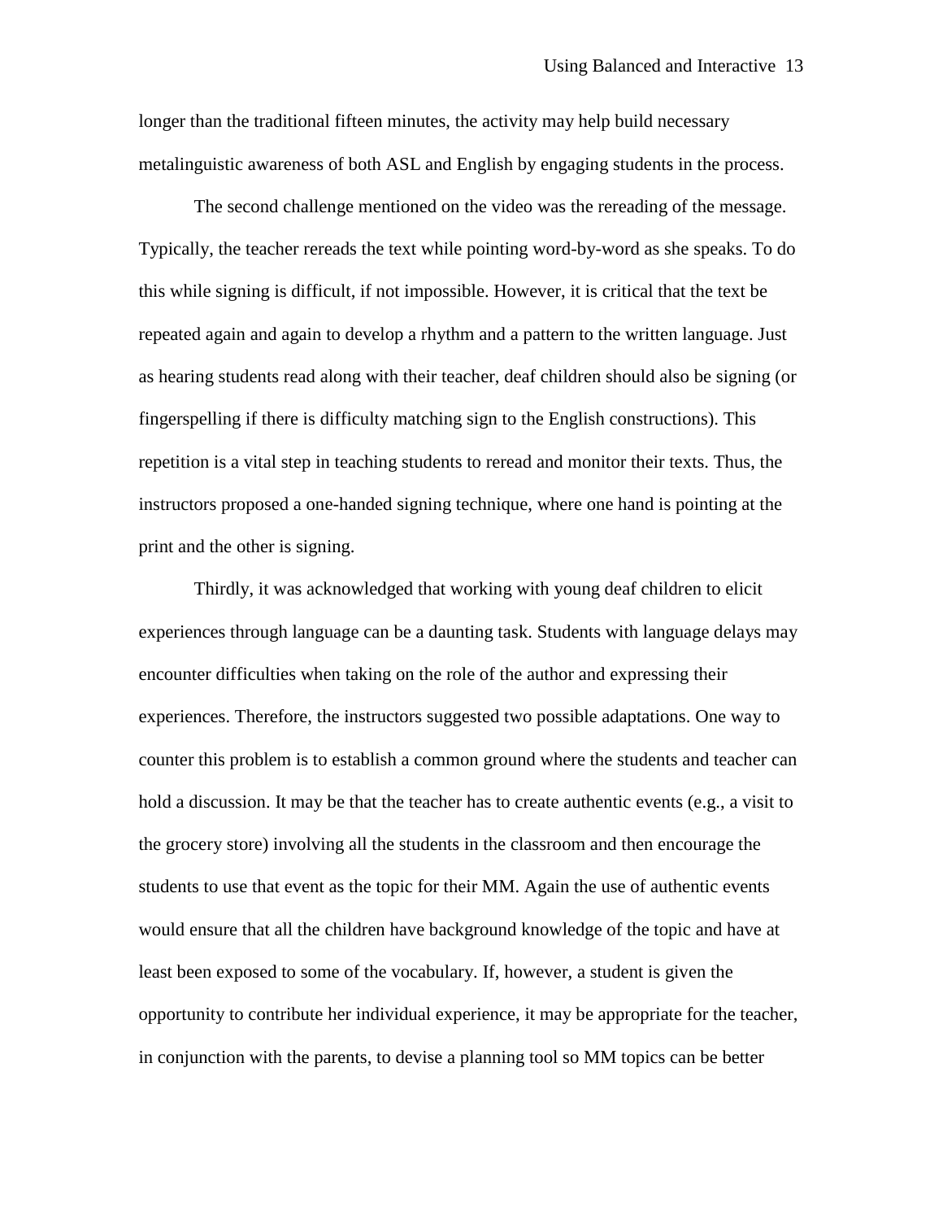longer than the traditional fifteen minutes, the activity may help build necessary metalinguistic awareness of both ASL and English by engaging students in the process.

The second challenge mentioned on the video was the rereading of the message. Typically, the teacher rereads the text while pointing word-by-word as she speaks. To do this while signing is difficult, if not impossible. However, it is critical that the text be repeated again and again to develop a rhythm and a pattern to the written language. Just as hearing students read along with their teacher, deaf children should also be signing (or fingerspelling if there is difficulty matching sign to the English constructions). This repetition is a vital step in teaching students to reread and monitor their texts. Thus, the instructors proposed a one-handed signing technique, where one hand is pointing at the print and the other is signing.

Thirdly, it was acknowledged that working with young deaf children to elicit experiences through language can be a daunting task. Students with language delays may encounter difficulties when taking on the role of the author and expressing their experiences. Therefore, the instructors suggested two possible adaptations. One way to counter this problem is to establish a common ground where the students and teacher can hold a discussion. It may be that the teacher has to create authentic events (e.g., a visit to the grocery store) involving all the students in the classroom and then encourage the students to use that event as the topic for their MM. Again the use of authentic events would ensure that all the children have background knowledge of the topic and have at least been exposed to some of the vocabulary. If, however, a student is given the opportunity to contribute her individual experience, it may be appropriate for the teacher, in conjunction with the parents, to devise a planning tool so MM topics can be better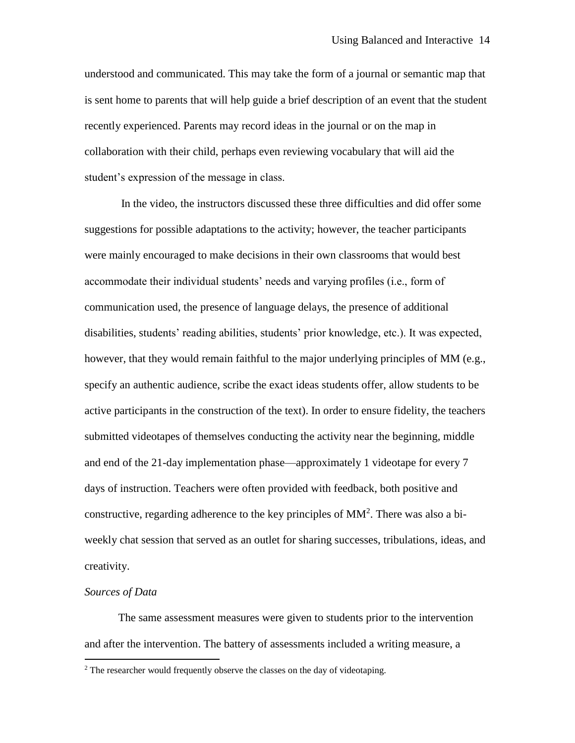understood and communicated. This may take the form of a journal or semantic map that is sent home to parents that will help guide a brief description of an event that the student recently experienced. Parents may record ideas in the journal or on the map in collaboration with their child, perhaps even reviewing vocabulary that will aid the student's expression of the message in class.

In the video, the instructors discussed these three difficulties and did offer some suggestions for possible adaptations to the activity; however, the teacher participants were mainly encouraged to make decisions in their own classrooms that would best accommodate their individual students' needs and varying profiles (i.e., form of communication used, the presence of language delays, the presence of additional disabilities, students' reading abilities, students' prior knowledge, etc.). It was expected, however, that they would remain faithful to the major underlying principles of MM (e.g., specify an authentic audience, scribe the exact ideas students offer, allow students to be active participants in the construction of the text). In order to ensure fidelity, the teachers submitted videotapes of themselves conducting the activity near the beginning, middle and end of the 21-day implementation phase—approximately 1 videotape for every 7 days of instruction. Teachers were often provided with feedback, both positive and constructive, regarding adherence to the key principles of MM[2]. There was also a bi-weekly chat session that served as an outlet for sharing successes, tribulations, ideas, and creativity.

*Sources of Data*

The same assessment measures were given to students prior to the intervention and after the intervention. The battery of assessments included a writing measure, a

[2] The researcher would frequently observe the classes on the day of videotaping.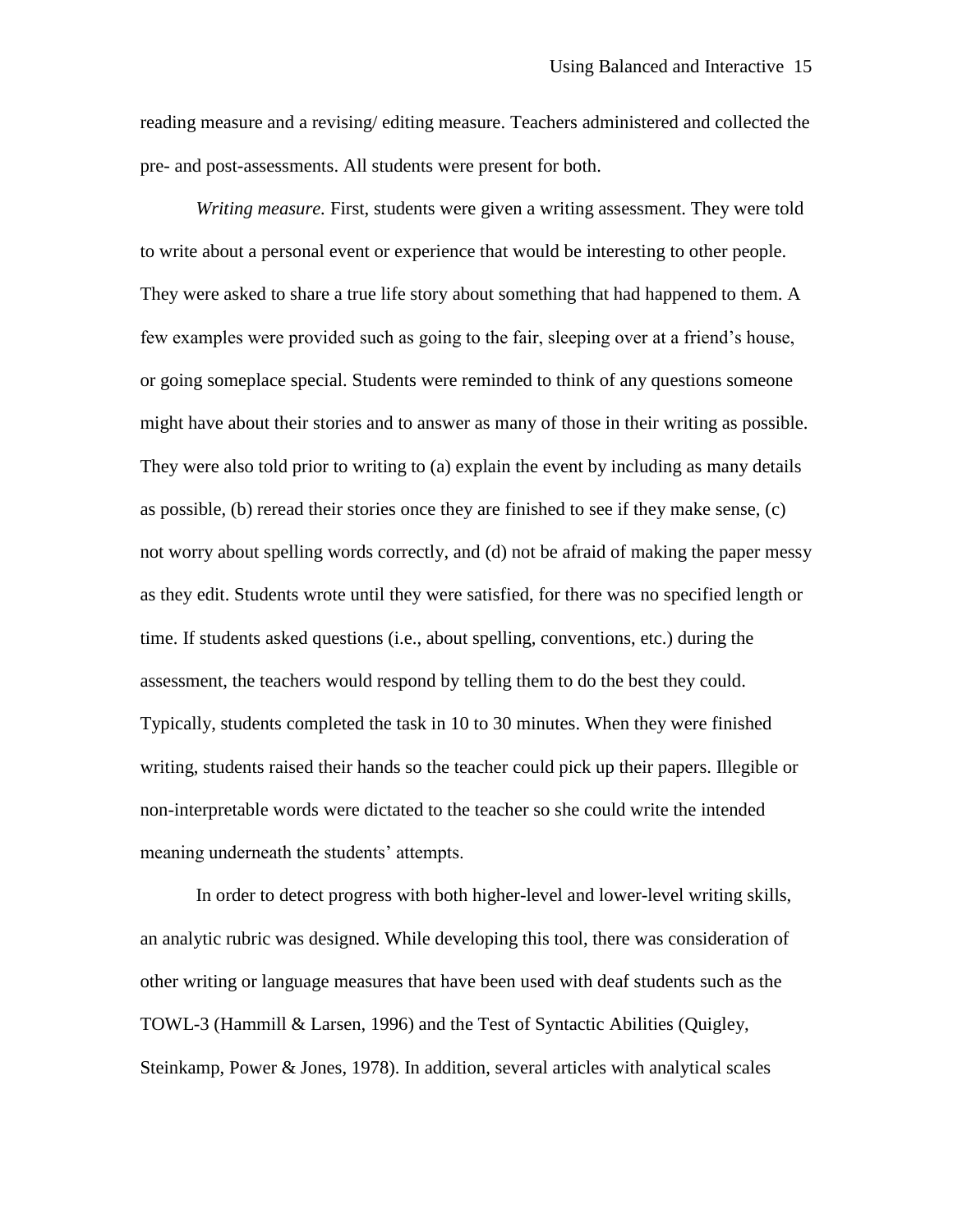reading measure and a revising/ editing measure. Teachers administered and collected the pre- and post-assessments. All students were present for both.

*Writing measure.* First, students were given a writing assessment. They were told to write about a personal event or experience that would be interesting to other people. They were asked to share a true life story about something that had happened to them. A few examples were provided such as going to the fair, sleeping over at a friend's house, or going someplace special. Students were reminded to think of any questions someone might have about their stories and to answer as many of those in their writing as possible. They were also told prior to writing to (a) explain the event by including as many details as possible, (b) reread their stories once they are finished to see if they make sense, (c) not worry about spelling words correctly, and (d) not be afraid of making the paper messy as they edit. Students wrote until they were satisfied, for there was no specified length or time. If students asked questions (i.e., about spelling, conventions, etc.) during the assessment, the teachers would respond by telling them to do the best they could. Typically, students completed the task in 10 to 30 minutes. When they were finished writing, students raised their hands so the teacher could pick up their papers. Illegible or non-interpretable words were dictated to the teacher so she could write the intended meaning underneath the students' attempts.

In order to detect progress with both higher-level and lower-level writing skills, an analytic rubric was designed. While developing this tool, there was consideration of other writing or language measures that have been used with deaf students such as the TOWL-3 (Hammill & Larsen, 1996) and the Test of Syntactic Abilities (Quigley, Steinkamp, Power & Jones, 1978). In addition, several articles with analytical scales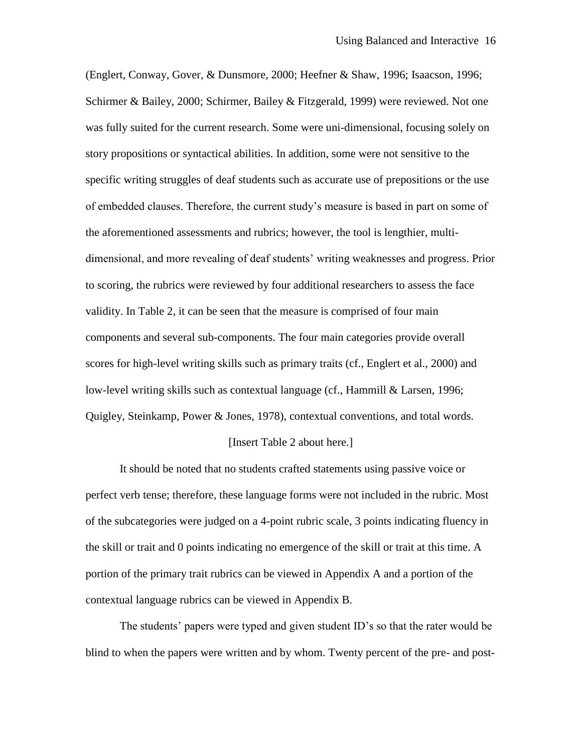(Englert, Conway, Gover, & Dunsmore, 2000; Heefner & Shaw, 1996; Isaacson, 1996; Schirmer & Bailey, 2000; Schirmer, Bailey & Fitzgerald, 1999) were reviewed. Not one was fully suited for the current research. Some were uni-dimensional, focusing solely on story propositions or syntactical abilities. In addition, some were not sensitive to the specific writing struggles of deaf students such as accurate use of prepositions or the use of embedded clauses. Therefore, the current study's measure is based in part on some of the aforementioned assessments and rubrics; however, the tool is lengthier, multi-dimensional, and more revealing of deaf students' writing weaknesses and progress. Prior to scoring, the rubrics were reviewed by four additional researchers to assess the face validity. In Table 2, it can be seen that the measure is comprised of four main components and several sub-components. The four main categories provide overall scores for high-level writing skills such as primary traits (cf., Englert et al., 2000) and low-level writing skills such as contextual language (cf., Hammill & Larsen, 1996; Quigley, Steinkamp, Power & Jones, 1978), contextual conventions, and total words.

[Insert Table 2 about here.]

It should be noted that no students crafted statements using passive voice or perfect verb tense; therefore, these language forms were not included in the rubric. Most of the subcategories were judged on a 4-point rubric scale, 3 points indicating fluency in the skill or trait and 0 points indicating no emergence of the skill or trait at this time. A portion of the primary trait rubrics can be viewed in Appendix A and a portion of the contextual language rubrics can be viewed in Appendix B.

The students' papers were typed and given student ID's so that the rater would be blind to when the papers were written and by whom. Twenty percent of the pre- and post-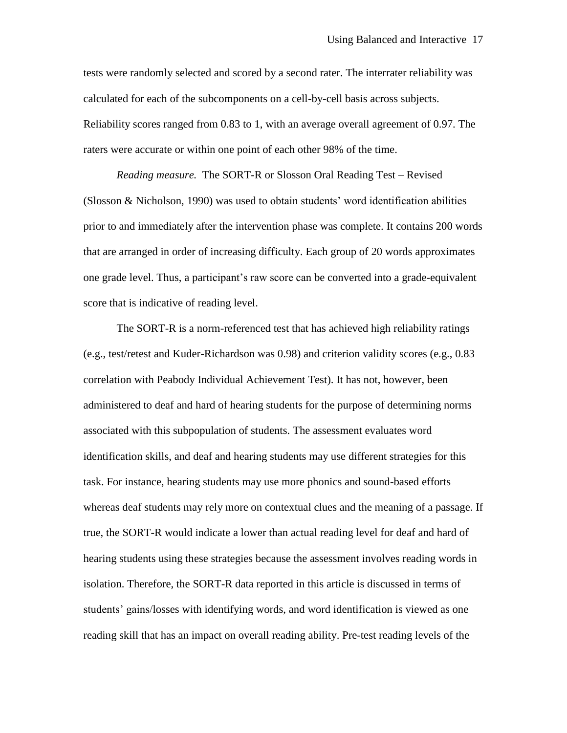tests were randomly selected and scored by a second rater. The interrater reliability was calculated for each of the subcomponents on a cell-by-cell basis across subjects. Reliability scores ranged from 0.83 to 1, with an average overall agreement of 0.97. The raters were accurate or within one point of each other 98% of the time.

*Reading measure.* The SORT-R or Slosson Oral Reading Test – Revised (Slosson & Nicholson, 1990) was used to obtain students' word identification abilities prior to and immediately after the intervention phase was complete. It contains 200 words that are arranged in order of increasing difficulty. Each group of 20 words approximates one grade level. Thus, a participant's raw score can be converted into a grade-equivalent score that is indicative of reading level.

The SORT-R is a norm-referenced test that has achieved high reliability ratings (e.g., test/retest and Kuder-Richardson was 0.98) and criterion validity scores (e.g., 0.83 correlation with Peabody Individual Achievement Test). It has not, however, been administered to deaf and hard of hearing students for the purpose of determining norms associated with this subpopulation of students. The assessment evaluates word identification skills, and deaf and hearing students may use different strategies for this task. For instance, hearing students may use more phonics and sound-based efforts whereas deaf students may rely more on contextual clues and the meaning of a passage. If true, the SORT-R would indicate a lower than actual reading level for deaf and hard of hearing students using these strategies because the assessment involves reading words in isolation. Therefore, the SORT-R data reported in this article is discussed in terms of students' gains/losses with identifying words, and word identification is viewed as one reading skill that has an impact on overall reading ability. Pre-test reading levels of the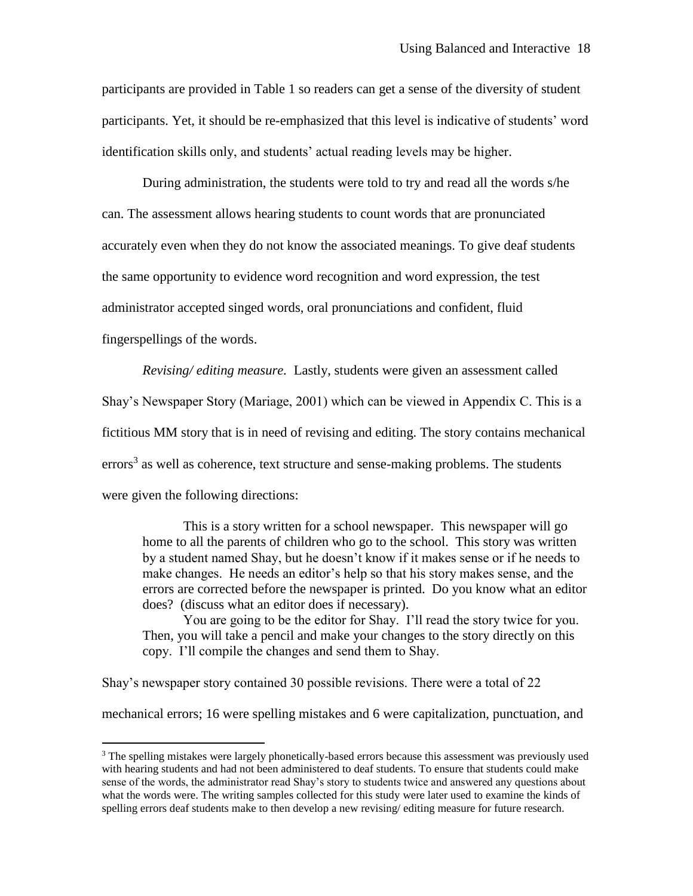participants are provided in Table 1 so readers can get a sense of the diversity of student participants. Yet, it should be re-emphasized that this level is indicative of students' word identification skills only, and students' actual reading levels may be higher.

During administration, the students were told to try and read all the words s/he can. The assessment allows hearing students to count words that are pronunciated accurately even when they do not know the associated meanings. To give deaf students the same opportunity to evidence word recognition and word expression, the test administrator accepted singed words, oral pronunciations and confident, fluid fingerspellings of the words.

*Revising/ editing measure.* Lastly, students were given an assessment called Shay's Newspaper Story (Mariage, 2001) which can be viewed in Appendix C. This is a fictitious MM story that is in need of revising and editing. The story contains mechanical errors[3] as well as coherence, text structure and sense-making problems. The students were given the following directions:

> This is a story written for a school newspaper. This newspaper will go home to all the parents of children who go to the school. This story was written by a student named Shay, but he doesn't know if it makes sense or if he needs to make changes. He needs an editor's help so that his story makes sense, and the errors are corrected before the newspaper is printed. Do you know what an editor does? (discuss what an editor does if necessary).
>
> You are going to be the editor for Shay. I'll read the story twice for you. Then, you will take a pencil and make your changes to the story directly on this copy. I'll compile the changes and send them to Shay.

Shay's newspaper story contained 30 possible revisions. There were a total of 22 mechanical errors; 16 were spelling mistakes and 6 were capitalization, punctuation, and

[3] The spelling mistakes were largely phonetically-based errors because this assessment was previously used with hearing students and had not been administered to deaf students. To ensure that students could make sense of the words, the administrator read Shay's story to students twice and answered any questions about what the words were. The writing samples collected for this study were later used to examine the kinds of spelling errors deaf students make to then develop a new revising/ editing measure for future research.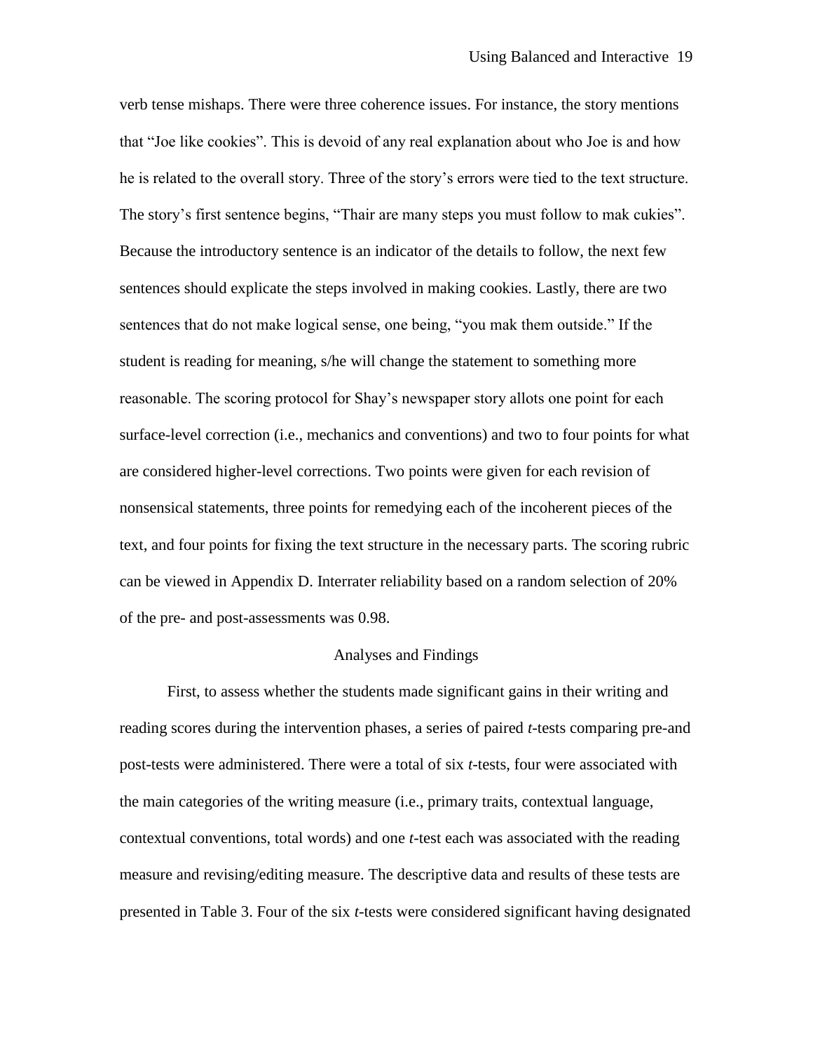verb tense mishaps. There were three coherence issues. For instance, the story mentions that “Joe like cookies”. This is devoid of any real explanation about who Joe is and how he is related to the overall story. Three of the story’s errors were tied to the text structure. The story’s first sentence begins, “Thair are many steps you must follow to mak cukies”. Because the introductory sentence is an indicator of the details to follow, the next few sentences should explicate the steps involved in making cookies. Lastly, there are two sentences that do not make logical sense, one being, “you mak them outside.” If the student is reading for meaning, s/he will change the statement to something more reasonable. The scoring protocol for Shay’s newspaper story allots one point for each surface-level correction (i.e., mechanics and conventions) and two to four points for what are considered higher-level corrections. Two points were given for each revision of nonsensical statements, three points for remedying each of the incoherent pieces of the text, and four points for fixing the text structure in the necessary parts. The scoring rubric can be viewed in Appendix D. Interrater reliability based on a random selection of 20% of the pre- and post-assessments was 0.98.

## Analyses and Findings

First, to assess whether the students made significant gains in their writing and reading scores during the intervention phases, a series of paired *t*-tests comparing pre-and post-tests were administered. There were a total of six *t*-tests, four were associated with the main categories of the writing measure (i.e., primary traits, contextual language, contextual conventions, total words) and one *t*-test each was associated with the reading measure and revising/editing measure. The descriptive data and results of these tests are presented in Table 3. Four of the six *t*-tests were considered significant having designated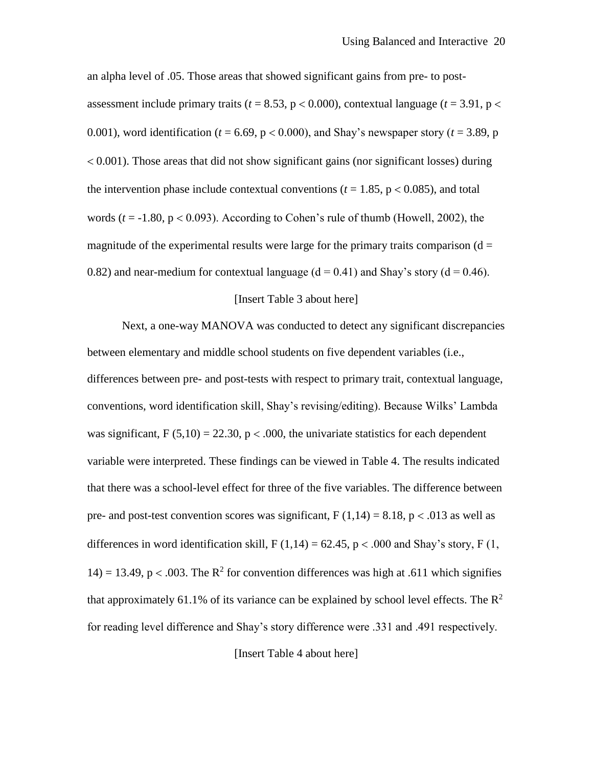an alpha level of .05. Those areas that showed significant gains from pre- to post-assessment include primary traits (*t* = 8.53, $p < 0.000$), contextual language (*t* = 3.91, $p < 0.001$), word identification (*t* = 6.69, $p < 0.000$), and Shay's newspaper story (*t* = 3.89, $p < 0.001$). Those areas that did not show significant gains (nor significant losses) during the intervention phase include contextual conventions (*t* = 1.85, $p < 0.085$), and total words (*t* = -1.80, $p < 0.093$). According to Cohen's rule of thumb (Howell, 2002), the magnitude of the experimental results were large for the primary traits comparison (d = 0.82) and near-medium for contextual language (d = 0.41) and Shay's story (d = 0.46).

[Insert Table 3 about here]

Next, a one-way MANOVA was conducted to detect any significant discrepancies between elementary and middle school students on five dependent variables (i.e., differences between pre- and post-tests with respect to primary trait, contextual language, conventions, word identification skill, Shay's revising/editing). Because Wilks' Lambda was significant, $F(5,10) = 22.30$, $p < .000$, the univariate statistics for each dependent variable were interpreted. These findings can be viewed in Table 4. The results indicated that there was a school-level effect for three of the five variables. The difference between pre- and post-test convention scores was significant, $F(1,14) = 8.18$, $p < .013$ as well as differences in word identification skill, $F(1,14) = 62.45$, $p < .000$ and Shay's story, $F(1, 14) = 13.49$, $p < .003$. The $R^2$ for convention differences was high at .611 which signifies that approximately 61.1% of its variance can be explained by school level effects. The $R^2$ for reading level difference and Shay's story difference were .331 and .491 respectively.

[Insert Table 4 about here]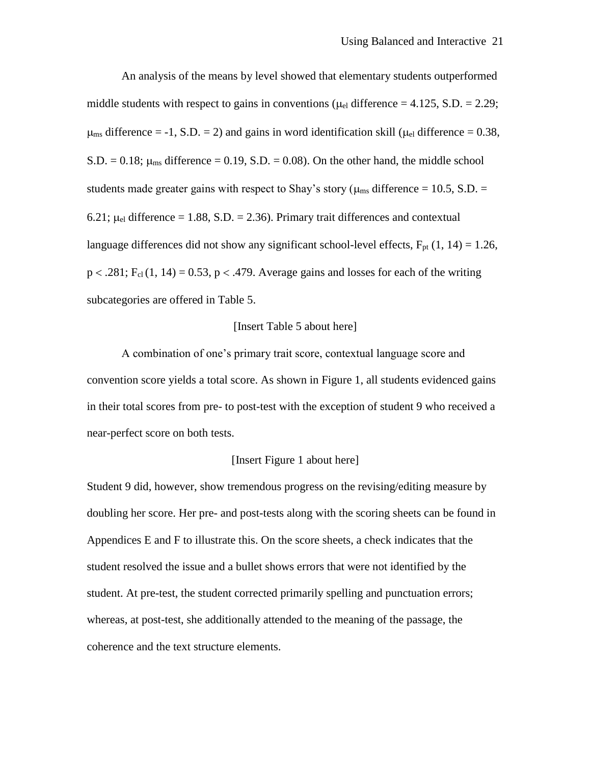An analysis of the means by level showed that elementary students outperformed middle students with respect to gains in conventions ($\mu_{el}$ difference = 4.125, S.D. = 2.29; $\mu_{ms}$ difference = -1, S.D. = 2) and gains in word identification skill ($\mu_{el}$ difference = 0.38, S.D. = 0.18; $\mu_{ms}$ difference = 0.19, S.D. = 0.08). On the other hand, the middle school students made greater gains with respect to Shay's story ($\mu_{ms}$ difference = 10.5, S.D. = 6.21; $\mu_{el}$ difference = 1.88, S.D. = 2.36). Primary trait differences and contextual language differences did not show any significant school-level effects, $F_{pt}$ (1, 14) = 1.26, $p < .281$; $F_{cl}$ (1, 14) = 0.53, $p < .479$. Average gains and losses for each of the writing subcategories are offered in Table 5.

[Insert Table 5 about here]

A combination of one's primary trait score, contextual language score and convention score yields a total score. As shown in Figure 1, all students evidenced gains in their total scores from pre- to post-test with the exception of student 9 who received a near-perfect score on both tests.

[Insert Figure 1 about here]

Student 9 did, however, show tremendous progress on the revising/editing measure by doubling her score. Her pre- and post-tests along with the scoring sheets can be found in Appendices E and F to illustrate this. On the score sheets, a check indicates that the student resolved the issue and a bullet shows errors that were not identified by the student. At pre-test, the student corrected primarily spelling and punctuation errors; whereas, at post-test, she additionally attended to the meaning of the passage, the coherence and the text structure elements.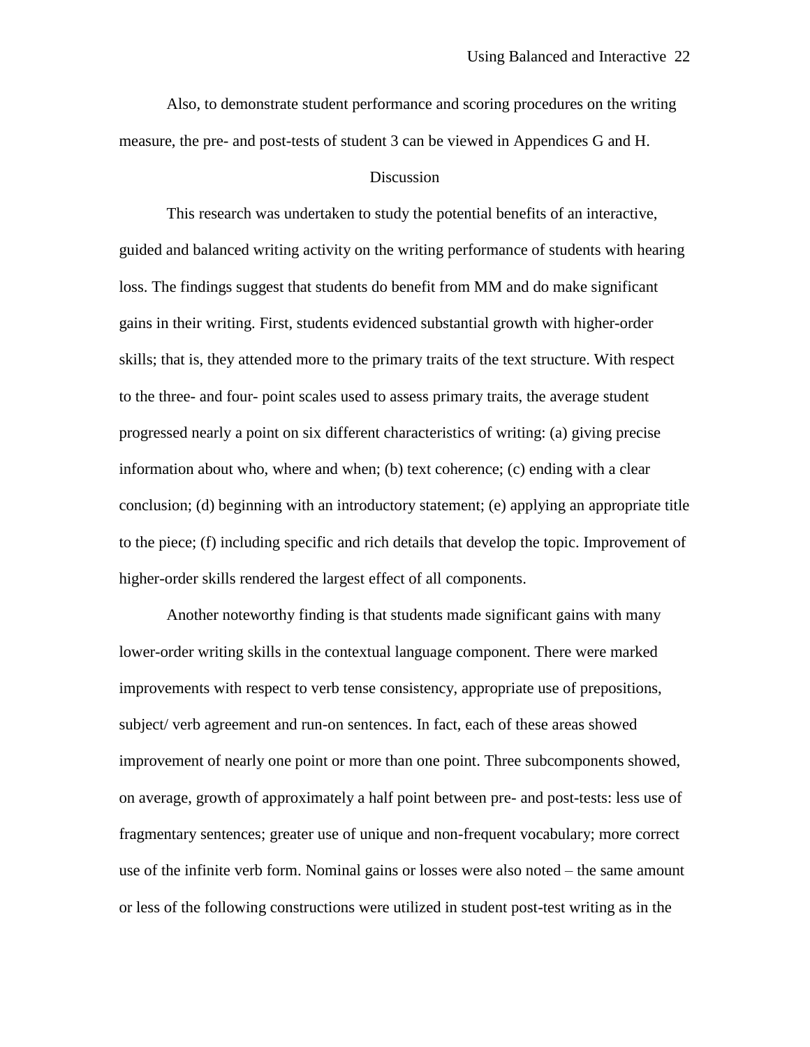Also, to demonstrate student performance and scoring procedures on the writing measure, the pre- and post-tests of student 3 can be viewed in Appendices G and H.

## Discussion

This research was undertaken to study the potential benefits of an interactive, guided and balanced writing activity on the writing performance of students with hearing loss. The findings suggest that students do benefit from MM and do make significant gains in their writing. First, students evidenced substantial growth with higher-order skills; that is, they attended more to the primary traits of the text structure. With respect to the three- and four- point scales used to assess primary traits, the average student progressed nearly a point on six different characteristics of writing: (a) giving precise information about who, where and when; (b) text coherence; (c) ending with a clear conclusion; (d) beginning with an introductory statement; (e) applying an appropriate title to the piece; (f) including specific and rich details that develop the topic. Improvement of higher-order skills rendered the largest effect of all components.

Another noteworthy finding is that students made significant gains with many lower-order writing skills in the contextual language component. There were marked improvements with respect to verb tense consistency, appropriate use of prepositions, subject/ verb agreement and run-on sentences. In fact, each of these areas showed improvement of nearly one point or more than one point. Three subcomponents showed, on average, growth of approximately a half point between pre- and post-tests: less use of fragmentary sentences; greater use of unique and non-frequent vocabulary; more correct use of the infinite verb form. Nominal gains or losses were also noted – the same amount or less of the following constructions were utilized in student post-test writing as in the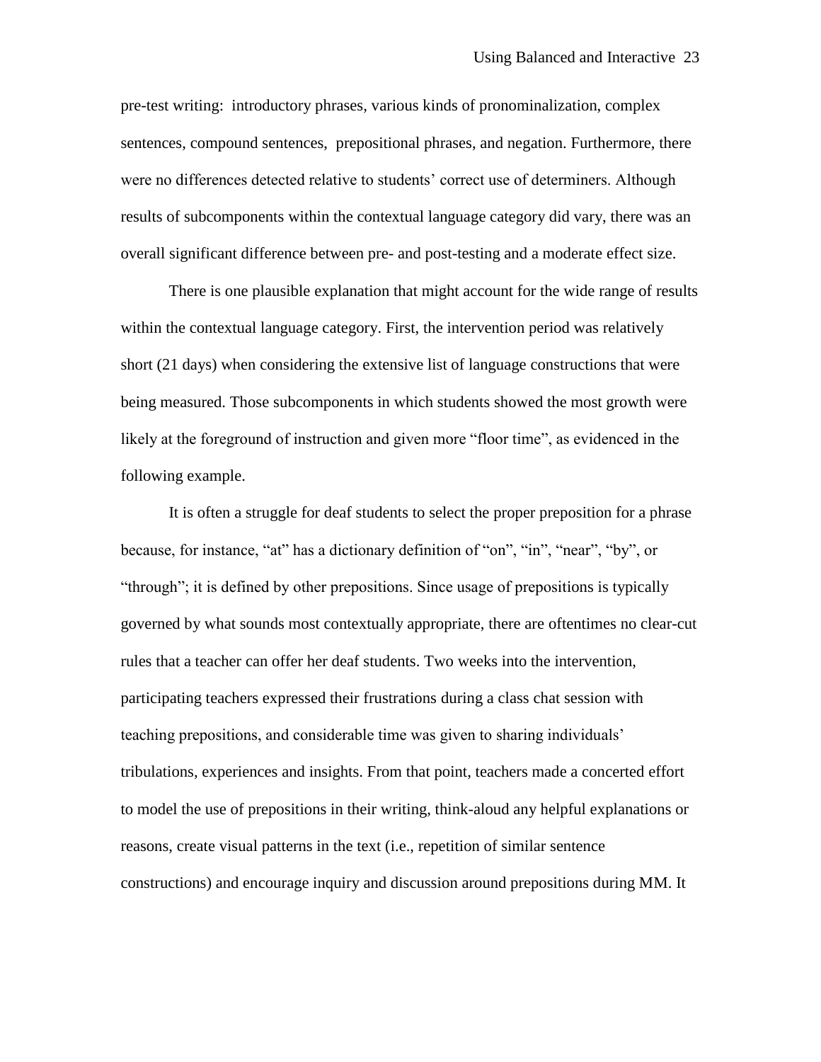pre-test writing: introductory phrases, various kinds of pronominalization, complex sentences, compound sentences, prepositional phrases, and negation. Furthermore, there were no differences detected relative to students' correct use of determiners. Although results of subcomponents within the contextual language category did vary, there was an overall significant difference between pre- and post-testing and a moderate effect size.

There is one plausible explanation that might account for the wide range of results within the contextual language category. First, the intervention period was relatively short (21 days) when considering the extensive list of language constructions that were being measured. Those subcomponents in which students showed the most growth were likely at the foreground of instruction and given more "floor time", as evidenced in the following example.

It is often a struggle for deaf students to select the proper preposition for a phrase because, for instance, "at" has a dictionary definition of "on", "in", "near", "by", or "through"; it is defined by other prepositions. Since usage of prepositions is typically governed by what sounds most contextually appropriate, there are oftentimes no clear-cut rules that a teacher can offer her deaf students. Two weeks into the intervention, participating teachers expressed their frustrations during a class chat session with teaching prepositions, and considerable time was given to sharing individuals' tribulations, experiences and insights. From that point, teachers made a concerted effort to model the use of prepositions in their writing, think-aloud any helpful explanations or reasons, create visual patterns in the text (i.e., repetition of similar sentence constructions) and encourage inquiry and discussion around prepositions during MM. It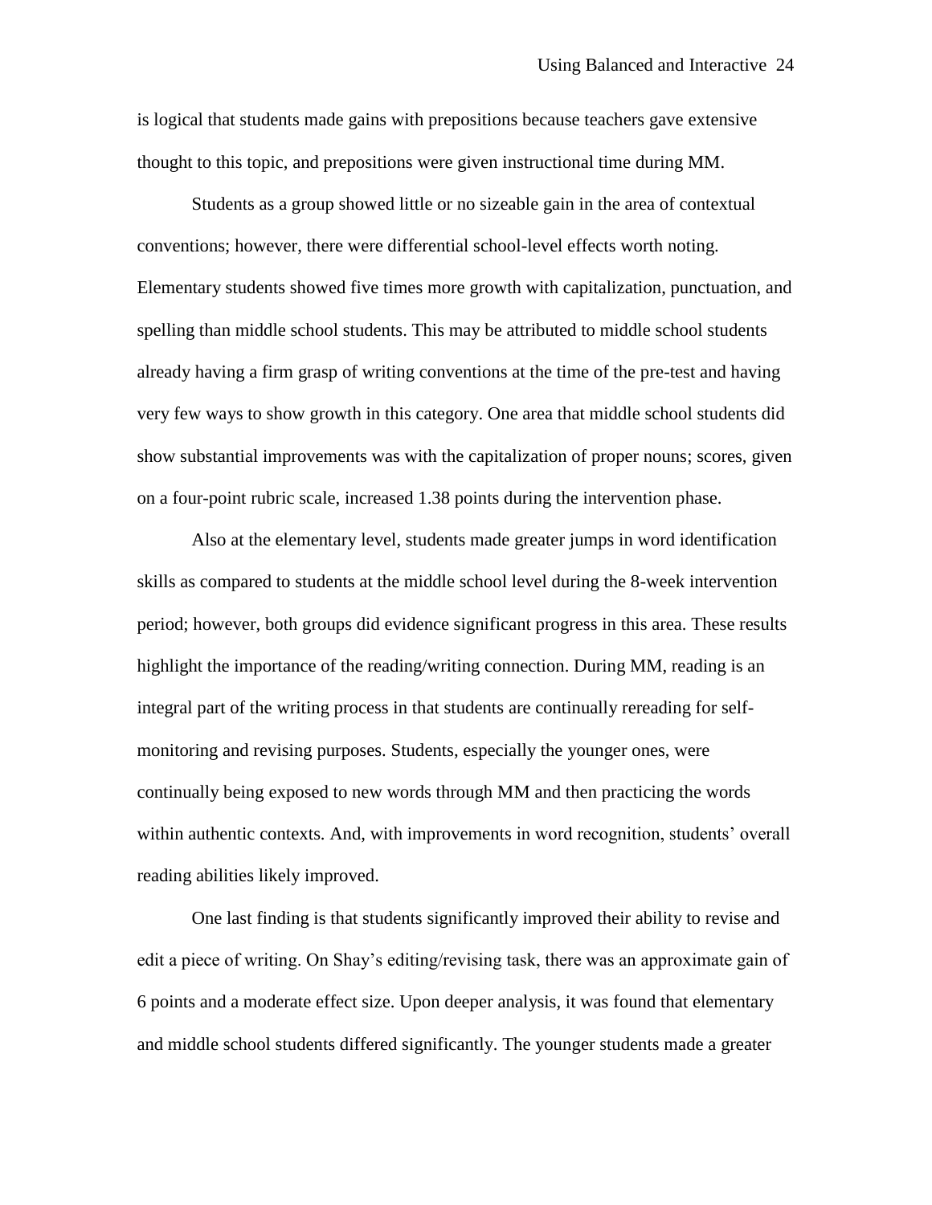is logical that students made gains with prepositions because teachers gave extensive thought to this topic, and prepositions were given instructional time during MM.

Students as a group showed little or no sizeable gain in the area of contextual conventions; however, there were differential school-level effects worth noting. Elementary students showed five times more growth with capitalization, punctuation, and spelling than middle school students. This may be attributed to middle school students already having a firm grasp of writing conventions at the time of the pre-test and having very few ways to show growth in this category. One area that middle school students did show substantial improvements was with the capitalization of proper nouns; scores, given on a four-point rubric scale, increased 1.38 points during the intervention phase.

Also at the elementary level, students made greater jumps in word identification skills as compared to students at the middle school level during the 8-week intervention period; however, both groups did evidence significant progress in this area. These results highlight the importance of the reading/writing connection. During MM, reading is an integral part of the writing process in that students are continually rereading for self-monitoring and revising purposes. Students, especially the younger ones, were continually being exposed to new words through MM and then practicing the words within authentic contexts. And, with improvements in word recognition, students' overall reading abilities likely improved.

One last finding is that students significantly improved their ability to revise and edit a piece of writing. On Shay's editing/revising task, there was an approximate gain of 6 points and a moderate effect size. Upon deeper analysis, it was found that elementary and middle school students differed significantly. The younger students made a greater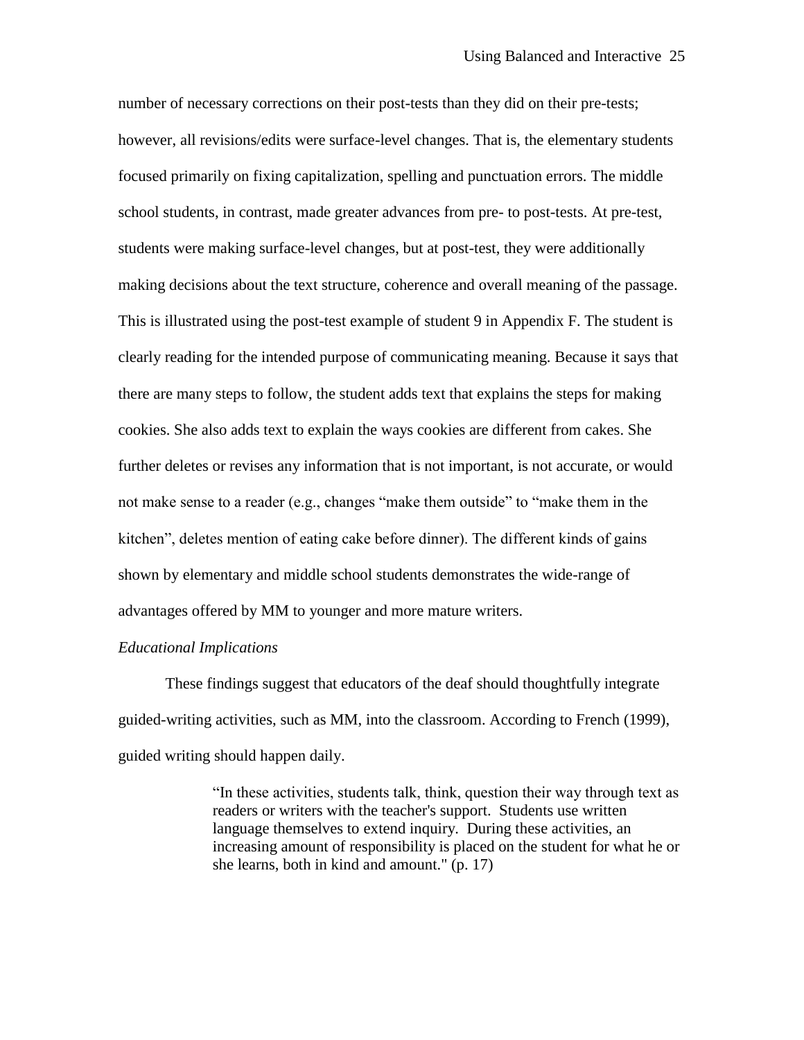number of necessary corrections on their post-tests than they did on their pre-tests; however, all revisions/edits were surface-level changes. That is, the elementary students focused primarily on fixing capitalization, spelling and punctuation errors. The middle school students, in contrast, made greater advances from pre- to post-tests. At pre-test, students were making surface-level changes, but at post-test, they were additionally making decisions about the text structure, coherence and overall meaning of the passage. This is illustrated using the post-test example of student 9 in Appendix F. The student is clearly reading for the intended purpose of communicating meaning. Because it says that there are many steps to follow, the student adds text that explains the steps for making cookies. She also adds text to explain the ways cookies are different from cakes. She further deletes or revises any information that is not important, is not accurate, or would not make sense to a reader (e.g., changes "make them outside" to "make them in the kitchen", deletes mention of eating cake before dinner). The different kinds of gains shown by elementary and middle school students demonstrates the wide-range of advantages offered by MM to younger and more mature writers.

*Educational Implications*

These findings suggest that educators of the deaf should thoughtfully integrate guided-writing activities, such as MM, into the classroom. According to French (1999), guided writing should happen daily.

> "In these activities, students talk, think, question their way through text as readers or writers with the teacher's support. Students use written language themselves to extend inquiry. During these activities, an increasing amount of responsibility is placed on the student for what he or she learns, both in kind and amount." (p. 17)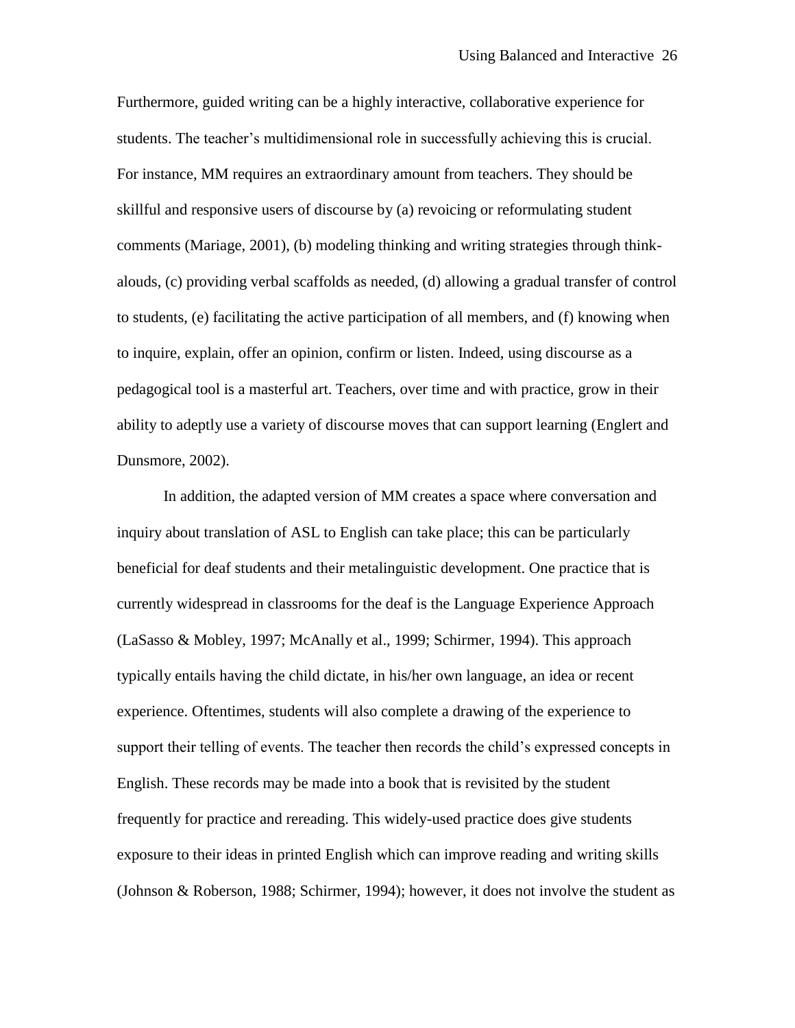Furthermore, guided writing can be a highly interactive, collaborative experience for students. The teacher's multidimensional role in successfully achieving this is crucial. For instance, MM requires an extraordinary amount from teachers. They should be skillful and responsive users of discourse by (a) revoicing or reformulating student comments (Mariage, 2001), (b) modeling thinking and writing strategies through think-alouds, (c) providing verbal scaffolds as needed, (d) allowing a gradual transfer of control to students, (e) facilitating the active participation of all members, and (f) knowing when to inquire, explain, offer an opinion, confirm or listen. Indeed, using discourse as a pedagogical tool is a masterful art. Teachers, over time and with practice, grow in their ability to adeptly use a variety of discourse moves that can support learning (Englert and Dunsmore, 2002).

In addition, the adapted version of MM creates a space where conversation and inquiry about translation of ASL to English can take place; this can be particularly beneficial for deaf students and their metalinguistic development. One practice that is currently widespread in classrooms for the deaf is the Language Experience Approach (LaSasso & Mobley, 1997; McAnally et al., 1999; Schirmer, 1994). This approach typically entails having the child dictate, in his/her own language, an idea or recent experience. Oftentimes, students will also complete a drawing of the experience to support their telling of events. The teacher then records the child's expressed concepts in English. These records may be made into a book that is revisited by the student frequently for practice and rereading. This widely-used practice does give students exposure to their ideas in printed English which can improve reading and writing skills (Johnson & Roberson, 1988; Schirmer, 1994); however, it does not involve the student as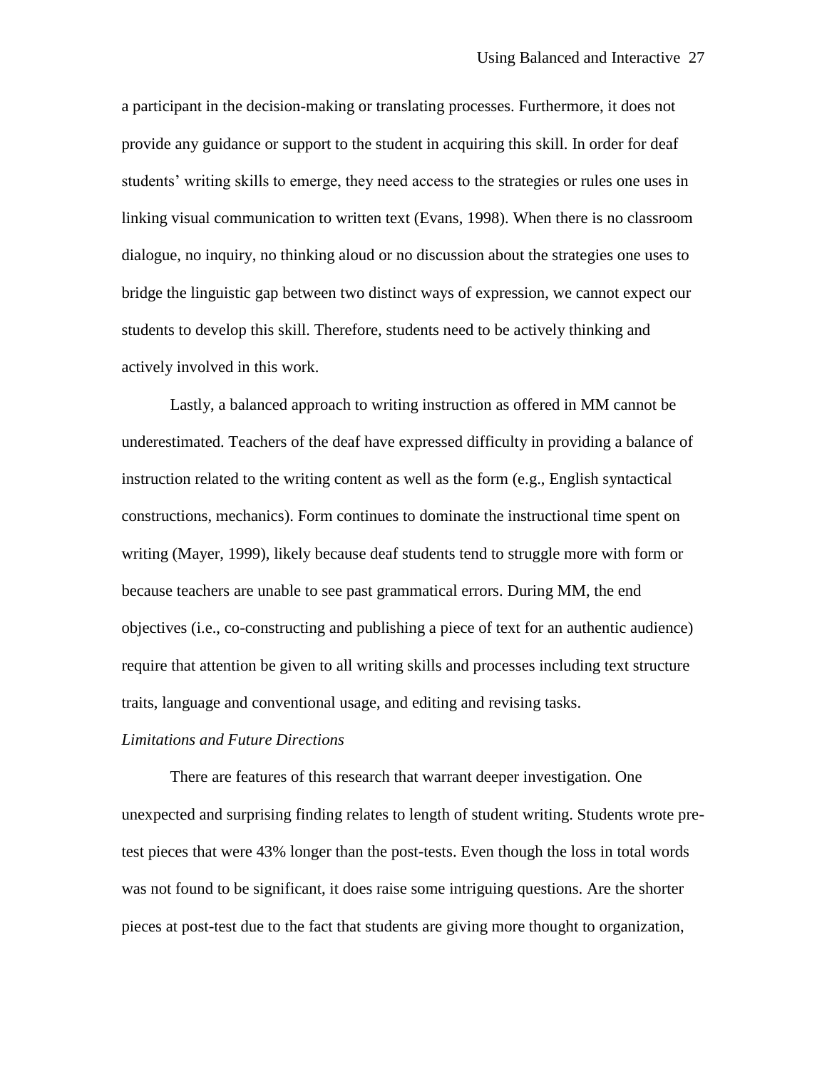a participant in the decision-making or translating processes. Furthermore, it does not provide any guidance or support to the student in acquiring this skill. In order for deaf students' writing skills to emerge, they need access to the strategies or rules one uses in linking visual communication to written text (Evans, 1998). When there is no classroom dialogue, no inquiry, no thinking aloud or no discussion about the strategies one uses to bridge the linguistic gap between two distinct ways of expression, we cannot expect our students to develop this skill. Therefore, students need to be actively thinking and actively involved in this work.

Lastly, a balanced approach to writing instruction as offered in MM cannot be underestimated. Teachers of the deaf have expressed difficulty in providing a balance of instruction related to the writing content as well as the form (e.g., English syntactical constructions, mechanics). Form continues to dominate the instructional time spent on writing (Mayer, 1999), likely because deaf students tend to struggle more with form or because teachers are unable to see past grammatical errors. During MM, the end objectives (i.e., co-constructing and publishing a piece of text for an authentic audience) require that attention be given to all writing skills and processes including text structure traits, language and conventional usage, and editing and revising tasks.

*Limitations and Future Directions*

There are features of this research that warrant deeper investigation. One unexpected and surprising finding relates to length of student writing. Students wrote pre-test pieces that were 43% longer than the post-tests. Even though the loss in total words was not found to be significant, it does raise some intriguing questions. Are the shorter pieces at post-test due to the fact that students are giving more thought to organization,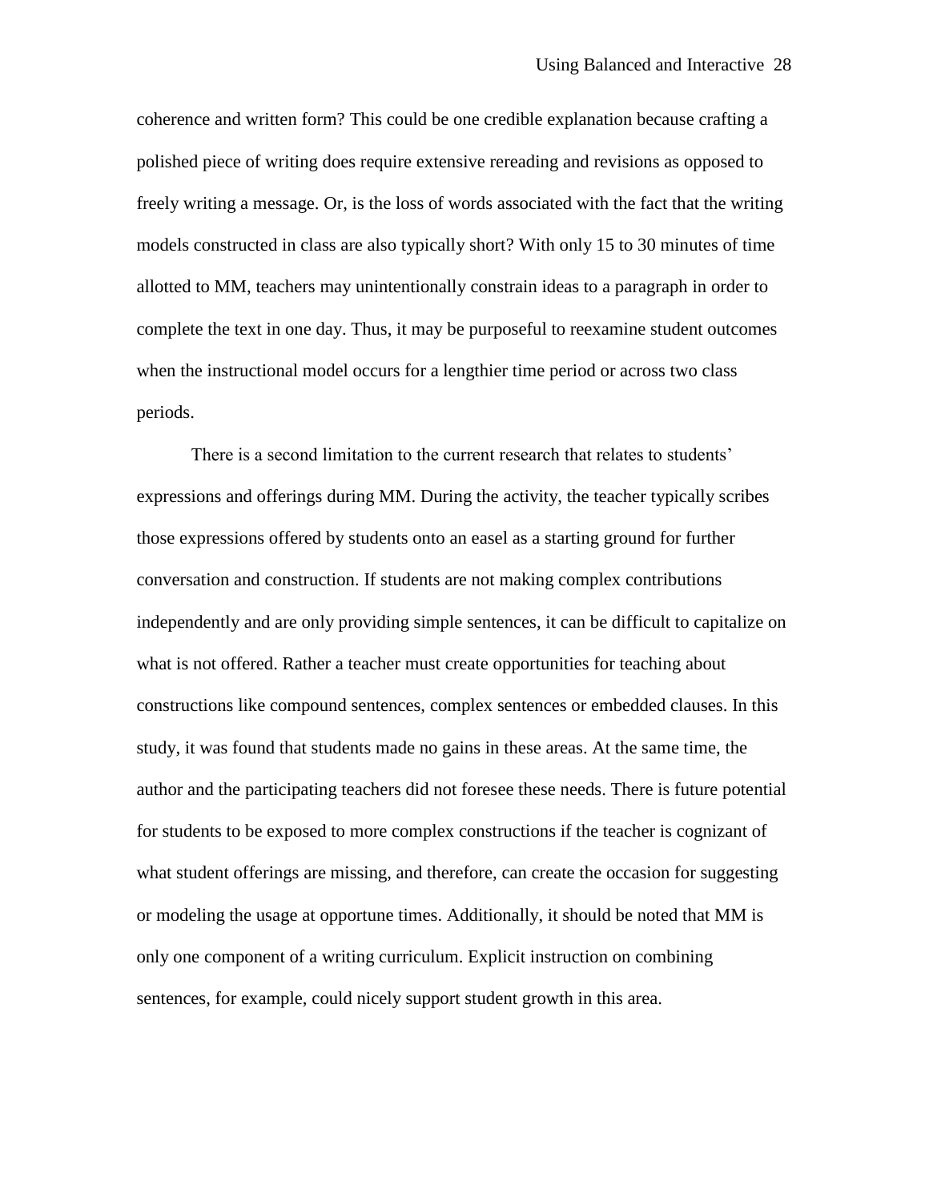coherence and written form? This could be one credible explanation because crafting a polished piece of writing does require extensive rereading and revisions as opposed to freely writing a message. Or, is the loss of words associated with the fact that the writing models constructed in class are also typically short? With only 15 to 30 minutes of time allotted to MM, teachers may unintentionally constrain ideas to a paragraph in order to complete the text in one day. Thus, it may be purposeful to reexamine student outcomes when the instructional model occurs for a lengthier time period or across two class periods.

There is a second limitation to the current research that relates to students' expressions and offerings during MM. During the activity, the teacher typically scribes those expressions offered by students onto an easel as a starting ground for further conversation and construction. If students are not making complex contributions independently and are only providing simple sentences, it can be difficult to capitalize on what is not offered. Rather a teacher must create opportunities for teaching about constructions like compound sentences, complex sentences or embedded clauses. In this study, it was found that students made no gains in these areas. At the same time, the author and the participating teachers did not foresee these needs. There is future potential for students to be exposed to more complex constructions if the teacher is cognizant of what student offerings are missing, and therefore, can create the occasion for suggesting or modeling the usage at opportune times. Additionally, it should be noted that MM is only one component of a writing curriculum. Explicit instruction on combining sentences, for example, could nicely support student growth in this area.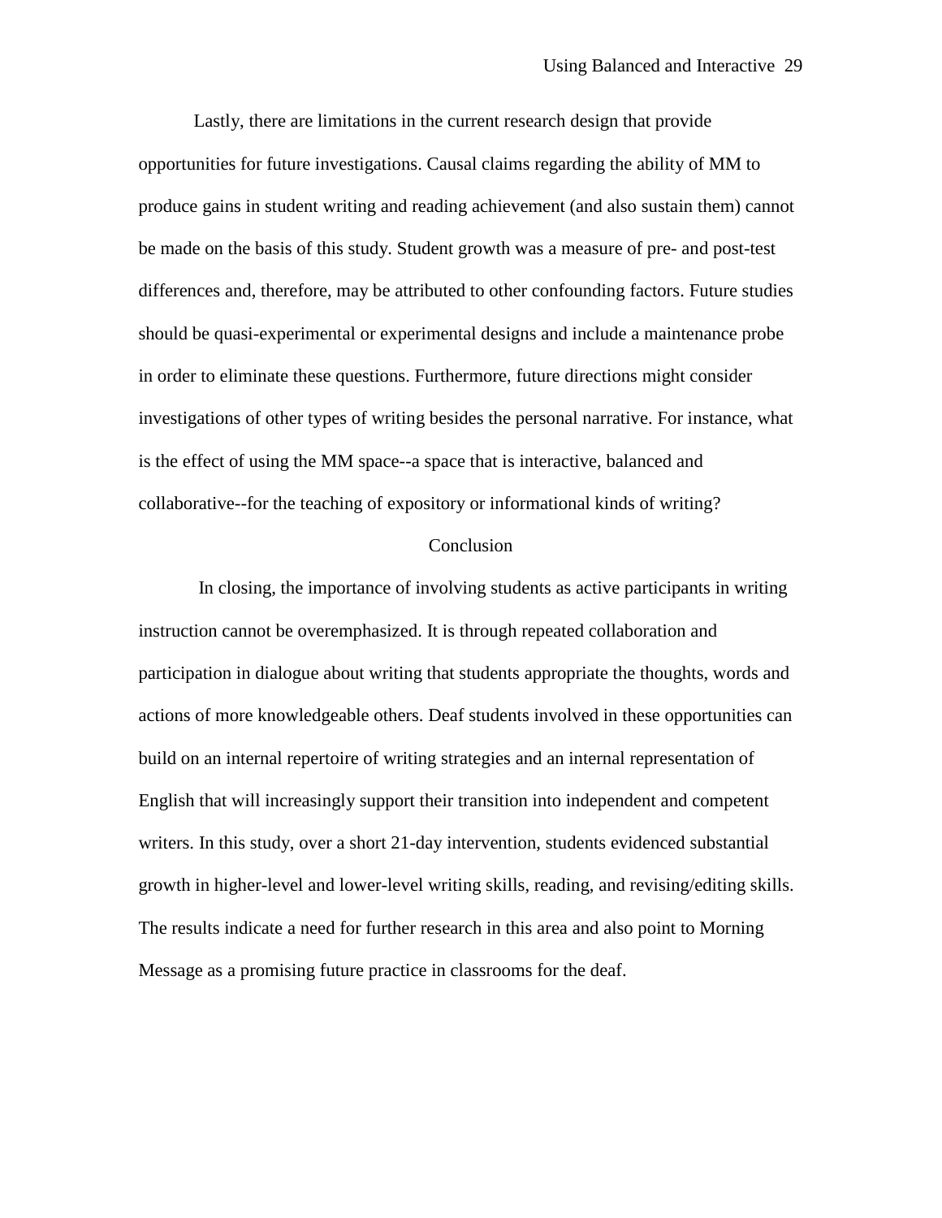Lastly, there are limitations in the current research design that provide opportunities for future investigations. Causal claims regarding the ability of MM to produce gains in student writing and reading achievement (and also sustain them) cannot be made on the basis of this study. Student growth was a measure of pre- and post-test differences and, therefore, may be attributed to other confounding factors. Future studies should be quasi-experimental or experimental designs and include a maintenance probe in order to eliminate these questions. Furthermore, future directions might consider investigations of other types of writing besides the personal narrative. For instance, what is the effect of using the MM space--a space that is interactive, balanced and collaborative--for the teaching of expository or informational kinds of writing?

## Conclusion

In closing, the importance of involving students as active participants in writing instruction cannot be overemphasized. It is through repeated collaboration and participation in dialogue about writing that students appropriate the thoughts, words and actions of more knowledgeable others. Deaf students involved in these opportunities can build on an internal repertoire of writing strategies and an internal representation of English that will increasingly support their transition into independent and competent writers. In this study, over a short 21-day intervention, students evidenced substantial growth in higher-level and lower-level writing skills, reading, and revising/editing skills. The results indicate a need for further research in this area and also point to Morning Message as a promising future practice in classrooms for the deaf.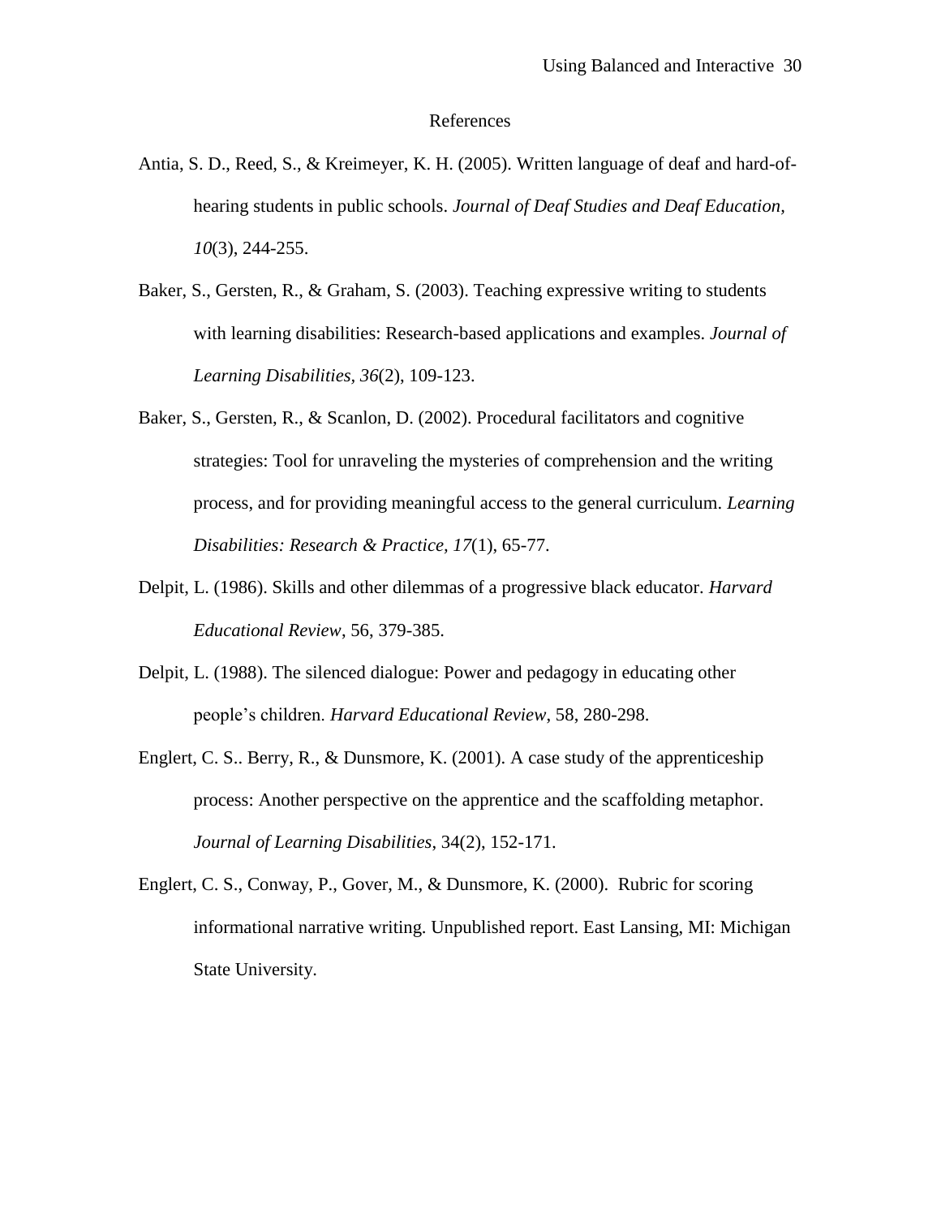# References

Antia, S. D., Reed, S., & Kreimeyer, K. H. (2005). Written language of deaf and hard-of-hearing students in public schools. *Journal of Deaf Studies and Deaf Education, 10*(3), 244-255.

Baker, S., Gersten, R., & Graham, S. (2003). Teaching expressive writing to students with learning disabilities: Research-based applications and examples. *Journal of Learning Disabilities, 36*(2), 109-123.

Baker, S., Gersten, R., & Scanlon, D. (2002). Procedural facilitators and cognitive strategies: Tool for unraveling the mysteries of comprehension and the writing process, and for providing meaningful access to the general curriculum. *Learning Disabilities: Research & Practice, 17*(1), 65-77.

Delpit, L. (1986). Skills and other dilemmas of a progressive black educator. *Harvard Educational Review*, 56, 379-385.

Delpit, L. (1988). The silenced dialogue: Power and pedagogy in educating other people's children. *Harvard Educational Review*, 58, 280-298.

Englert, C. S.. Berry, R., & Dunsmore, K. (2001). A case study of the apprenticeship process: Another perspective on the apprentice and the scaffolding metaphor. *Journal of Learning Disabilities*, 34(2), 152-171.

Englert, C. S., Conway, P., Gover, M., & Dunsmore, K. (2000). Rubric for scoring informational narrative writing. Unpublished report. East Lansing, MI: Michigan State University.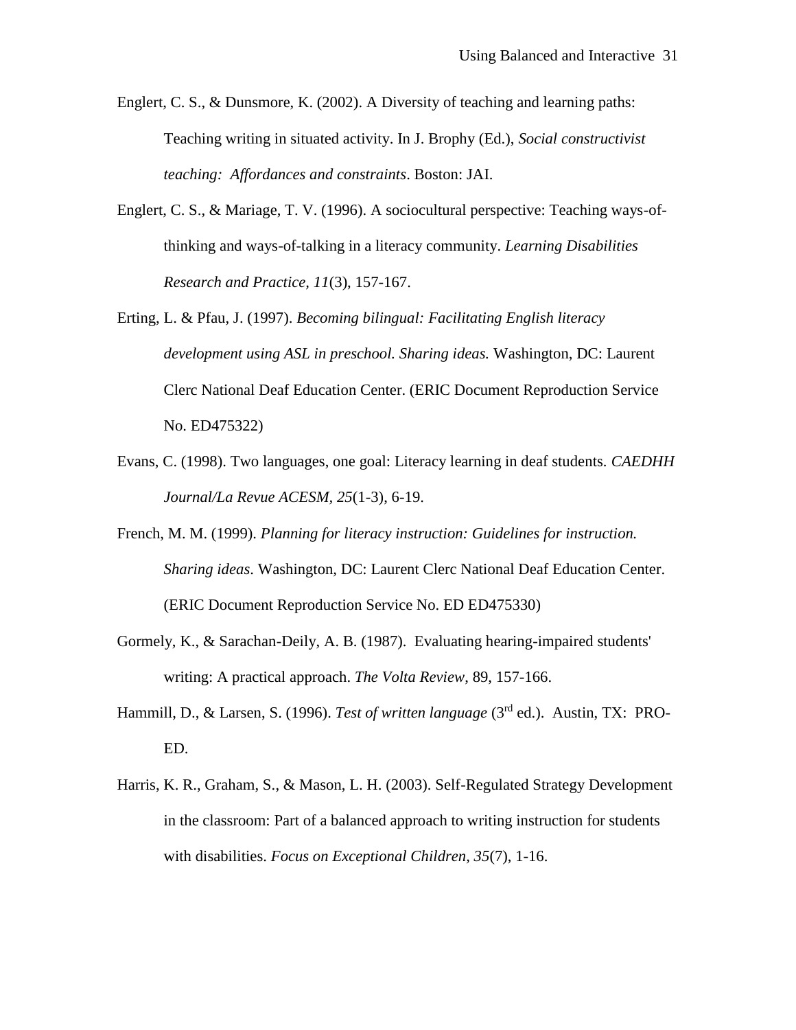Englert, C. S., & Dunsmore, K. (2002). A Diversity of teaching and learning paths: Teaching writing in situated activity. In J. Brophy (Ed.), *Social constructivist teaching: Affordances and constraints*. Boston: JAI.

Englert, C. S., & Mariage, T. V. (1996). A sociocultural perspective: Teaching ways-of-thinking and ways-of-talking in a literacy community. *Learning Disabilities Research and Practice, 11*(3), 157-167.

Erting, L. & Pfau, J. (1997). *Becoming bilingual: Facilitating English literacy development using ASL in preschool. Sharing ideas.* Washington, DC: Laurent Clerc National Deaf Education Center. (ERIC Document Reproduction Service No. ED475322)

Evans, C. (1998). Two languages, one goal: Literacy learning in deaf students. *CAEDHH Journal/La Revue ACESM, 25*(1-3), 6-19.

French, M. M. (1999). *Planning for literacy instruction: Guidelines for instruction. Sharing ideas*. Washington, DC: Laurent Clerc National Deaf Education Center. (ERIC Document Reproduction Service No. ED ED475330)

Gormely, K., & Sarachan-Deily, A. B. (1987). Evaluating hearing-impaired students' writing: A practical approach. *The Volta Review*, 89, 157-166.

Hammill, D., & Larsen, S. (1996). *Test of written language* (3rd ed.). Austin, TX: PRO-ED.

Harris, K. R., Graham, S., & Mason, L. H. (2003). Self-Regulated Strategy Development in the classroom: Part of a balanced approach to writing instruction for students with disabilities. *Focus on Exceptional Children, 35*(7), 1-16.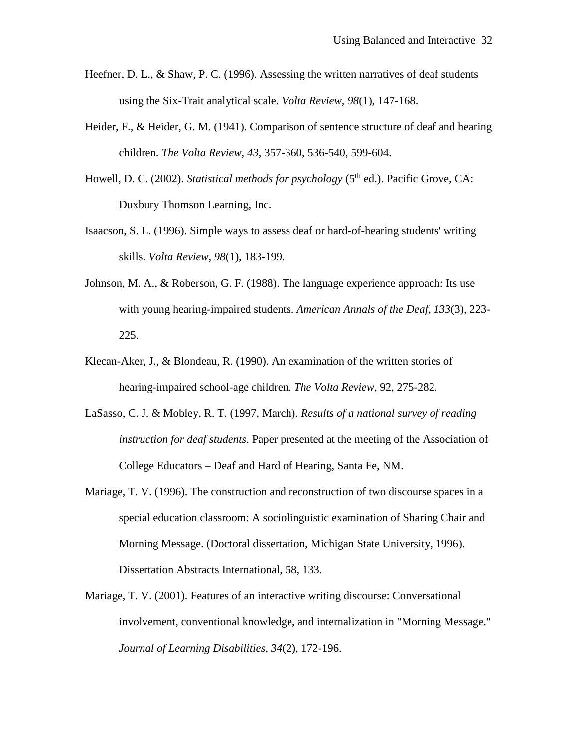Heefner, D. L., & Shaw, P. C. (1996). Assessing the written narratives of deaf students using the Six-Trait analytical scale. *Volta Review, 98*(1), 147-168.

Heider, F., & Heider, G. M. (1941). Comparison of sentence structure of deaf and hearing children. *The Volta Review, 43*, 357-360, 536-540, 599-604.

Howell, D. C. (2002). *Statistical methods for psychology* (5th ed.). Pacific Grove, CA: Duxbury Thomson Learning, Inc.

Isaacson, S. L. (1996). Simple ways to assess deaf or hard-of-hearing students' writing skills. *Volta Review, 98*(1), 183-199.

Johnson, M. A., & Roberson, G. F. (1988). The language experience approach: Its use with young hearing-impaired students. *American Annals of the Deaf, 133*(3), 223-225.

Klecan-Aker, J., & Blondeau, R. (1990). An examination of the written stories of hearing-impaired school-age children. *The Volta Review*, 92, 275-282.

LaSasso, C. J. & Mobley, R. T. (1997, March). *Results of a national survey of reading instruction for deaf students*. Paper presented at the meeting of the Association of College Educators – Deaf and Hard of Hearing, Santa Fe, NM.

Mariage, T. V. (1996). The construction and reconstruction of two discourse spaces in a special education classroom: A sociolinguistic examination of Sharing Chair and Morning Message. (Doctoral dissertation, Michigan State University, 1996). Dissertation Abstracts International, 58, 133.

Mariage, T. V. (2001). Features of an interactive writing discourse: Conversational involvement, conventional knowledge, and internalization in "Morning Message." *Journal of Learning Disabilities, 34*(2), 172-196.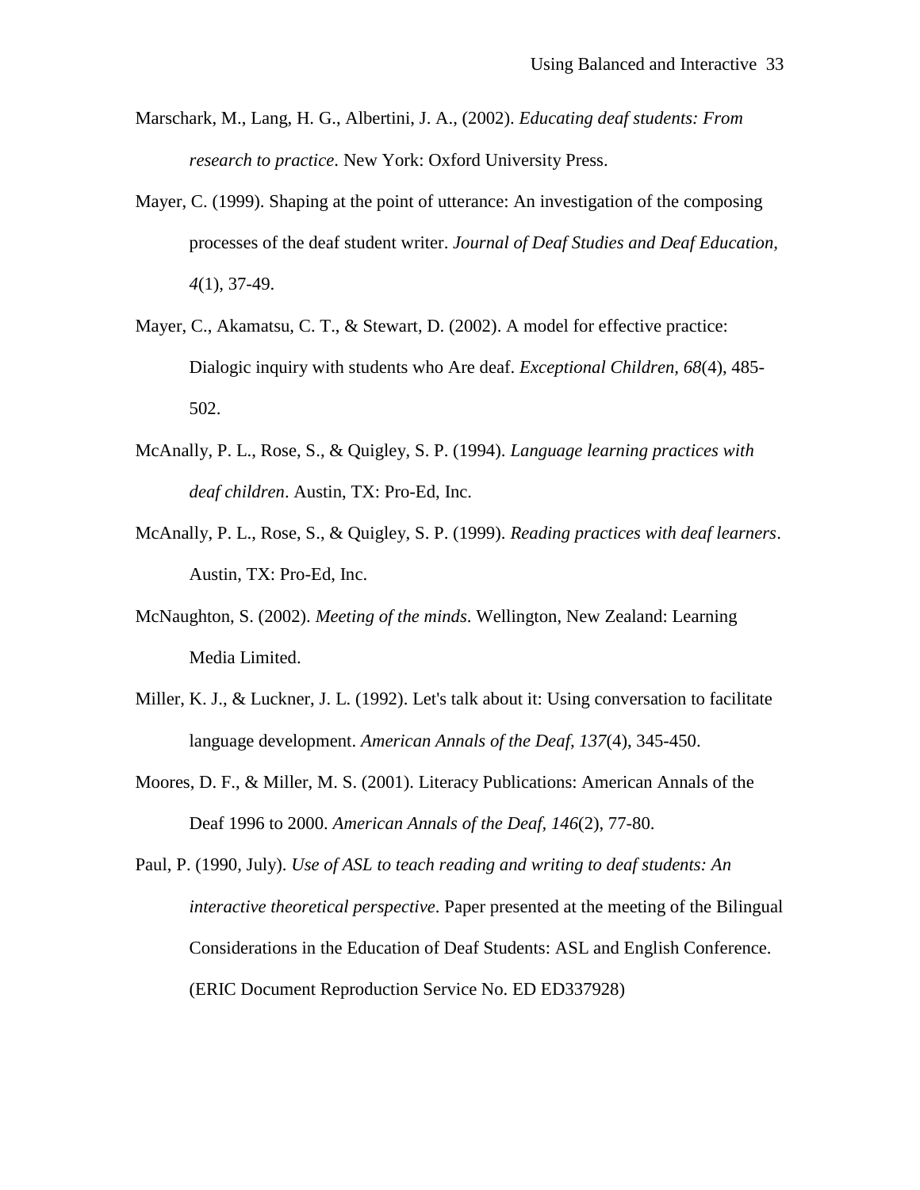Marschark, M., Lang, H. G., Albertini, J. A., (2002). *Educating deaf students: From research to practice*. New York: Oxford University Press.

Mayer, C. (1999). Shaping at the point of utterance: An investigation of the composing processes of the deaf student writer. *Journal of Deaf Studies and Deaf Education, 4*(1), 37-49.

Mayer, C., Akamatsu, C. T., & Stewart, D. (2002). A model for effective practice: Dialogic inquiry with students who Are deaf. *Exceptional Children, 68*(4), 485-502.

McAnally, P. L., Rose, S., & Quigley, S. P. (1994). *Language learning practices with deaf children*. Austin, TX: Pro-Ed, Inc.

McAnally, P. L., Rose, S., & Quigley, S. P. (1999). *Reading practices with deaf learners*. Austin, TX: Pro-Ed, Inc.

McNaughton, S. (2002). *Meeting of the minds*. Wellington, New Zealand: Learning Media Limited.

Miller, K. J., & Luckner, J. L. (1992). Let's talk about it: Using conversation to facilitate language development. *American Annals of the Deaf, 137*(4), 345-450.

Moores, D. F., & Miller, M. S. (2001). Literacy Publications: American Annals of the Deaf 1996 to 2000. *American Annals of the Deaf, 146*(2), 77-80.

Paul, P. (1990, July). *Use of ASL to teach reading and writing to deaf students: An interactive theoretical perspective*. Paper presented at the meeting of the Bilingual Considerations in the Education of Deaf Students: ASL and English Conference. (ERIC Document Reproduction Service No. ED ED337928)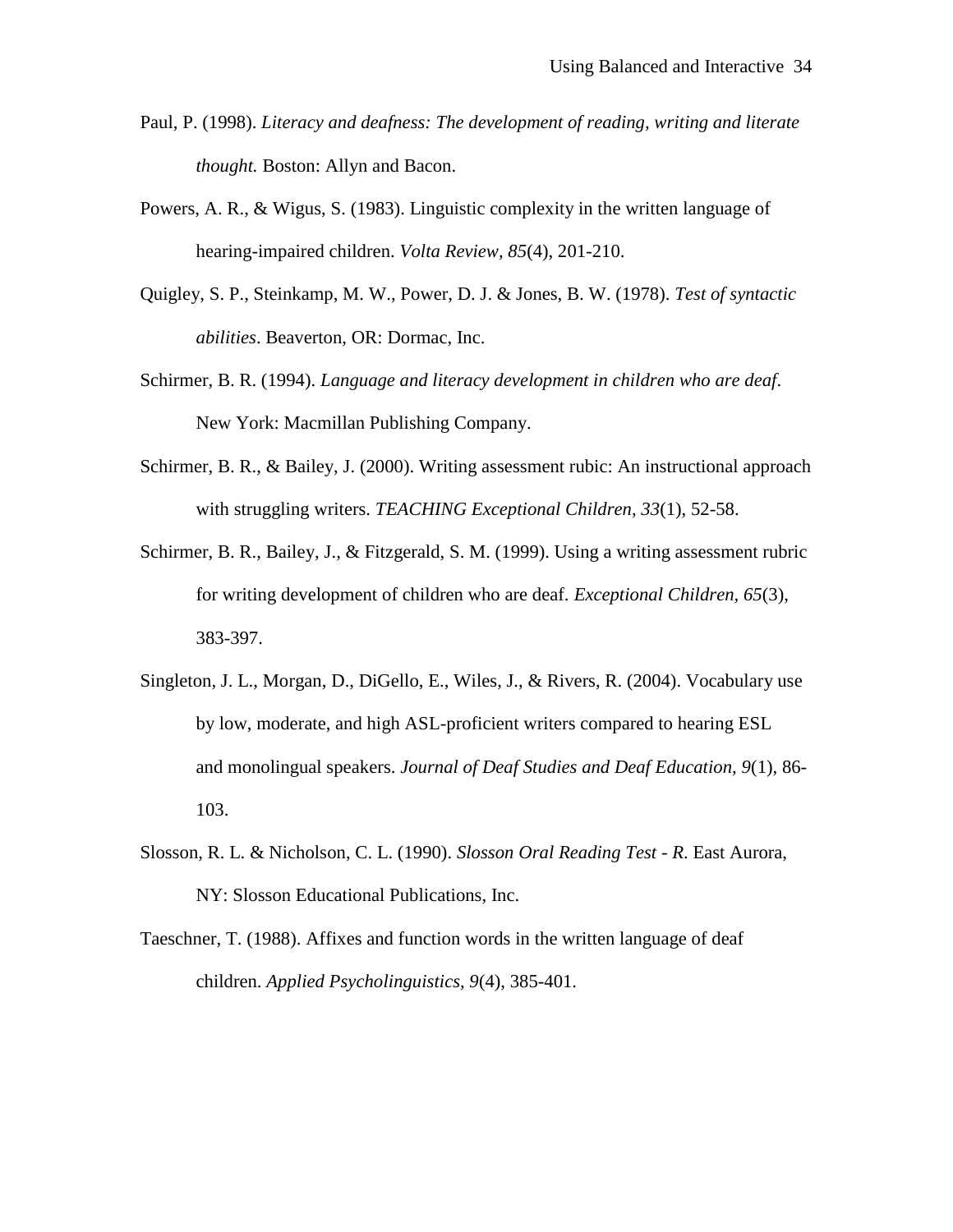Paul, P. (1998). *Literacy and deafness: The development of reading, writing and literate thought.* Boston: Allyn and Bacon.

Powers, A. R., & Wigus, S. (1983). Linguistic complexity in the written language of hearing-impaired children. *Volta Review, 85*(4), 201-210.

Quigley, S. P., Steinkamp, M. W., Power, D. J. & Jones, B. W. (1978). *Test of syntactic abilities*. Beaverton, OR: Dormac, Inc.

Schirmer, B. R. (1994). *Language and literacy development in children who are deaf*. New York: Macmillan Publishing Company.

Schirmer, B. R., & Bailey, J. (2000). Writing assessment rubic: An instructional approach with struggling writers. *TEACHING Exceptional Children*, *33*(1), 52-58.

Schirmer, B. R., Bailey, J., & Fitzgerald, S. M. (1999). Using a writing assessment rubric for writing development of children who are deaf. *Exceptional Children, 65*(3), 383-397.

Singleton, J. L., Morgan, D., DiGello, E., Wiles, J., & Rivers, R. (2004). Vocabulary use by low, moderate, and high ASL-proficient writers compared to hearing ESL and monolingual speakers. *Journal of Deaf Studies and Deaf Education, 9*(1), 86-103.

Slosson, R. L. & Nicholson, C. L. (1990). *Slosson Oral Reading Test - R*. East Aurora, NY: Slosson Educational Publications, Inc.

Taeschner, T. (1988). Affixes and function words in the written language of deaf children. *Applied Psycholinguistics*, *9*(4), 385-401.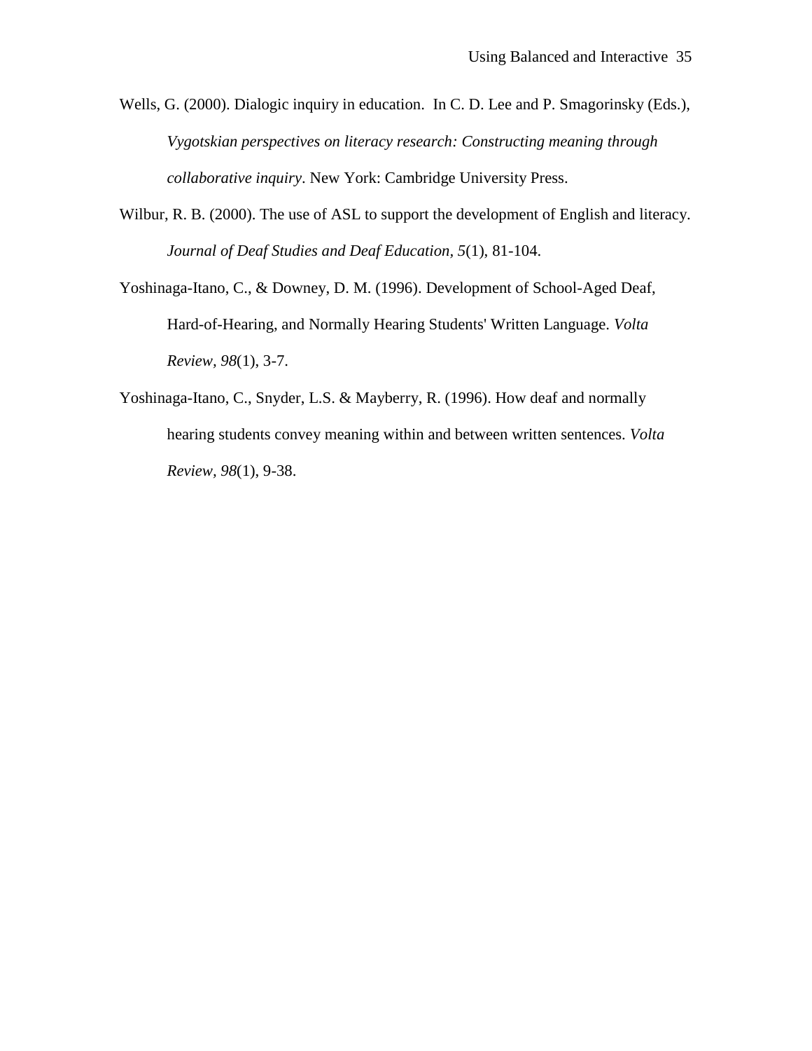Wells, G. (2000). Dialogic inquiry in education. In C. D. Lee and P. Smagorinsky (Eds.), *Vygotskian perspectives on literacy research: Constructing meaning through collaborative inquiry*. New York: Cambridge University Press.

Wilbur, R. B. (2000). The use of ASL to support the development of English and literacy. *Journal of Deaf Studies and Deaf Education, 5*(1), 81-104.

Yoshinaga-Itano, C., & Downey, D. M. (1996). Development of School-Aged Deaf, Hard-of-Hearing, and Normally Hearing Students' Written Language. *Volta Review, 98*(1), 3-7.

Yoshinaga-Itano, C., Snyder, L.S. & Mayberry, R. (1996). How deaf and normally hearing students convey meaning within and between written sentences. *Volta Review, 98*(1), 9-38.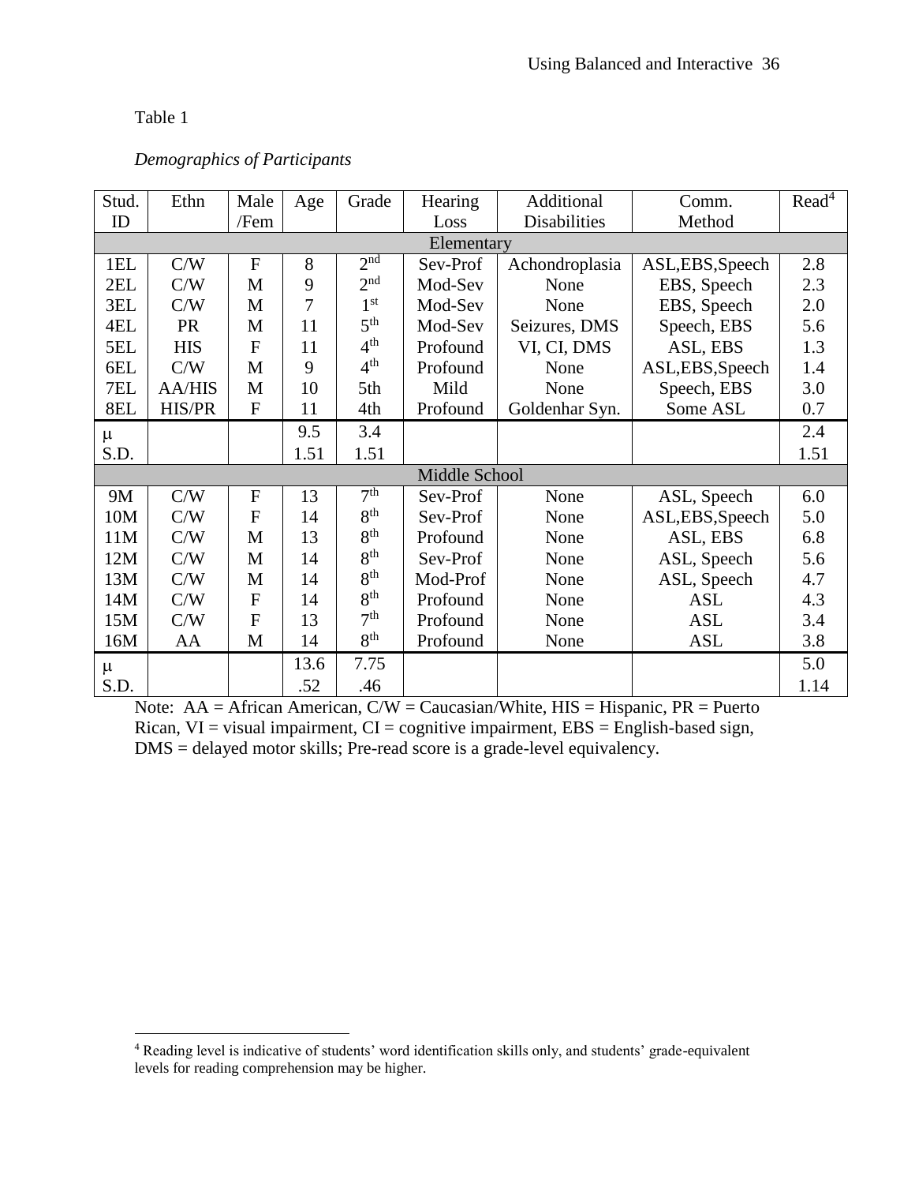Table 1

*Demographics of Participants*

| Stud. ID | Ethn | Male /Fem | Age | Grade | Hearing Loss | Additional Disabilities | Comm. Method | Read[4] |
|---|---|---|---|---|---|---|---|---|
| Elementary | | | | | | | | |
| 1EL | C/W | F | 8 | 2nd | Sev-Prof | Achondroplasia | ASL,EBS,Speech | 2.8 |
| 2EL | C/W | M | 9 | 2nd | Mod-Sev | None | EBS, Speech | 2.3 |
| 3EL | C/W | M | 7 | 1st | Mod-Sev | None | EBS, Speech | 2.0 |
| 4EL | PR | M | 11 | 5th | Mod-Sev | Seizures, DMS | Speech, EBS | 5.6 |
| 5EL | HIS | F | 11 | 4th | Profound | VI, CI, DMS | ASL, EBS | 1.3 |
| 6EL | C/W | M | 9 | 4th | Profound | None | ASL,EBS,Speech | 1.4 |
| 7EL | AA/HIS | M | 10 | 5th | Mild | None | Speech, EBS | 3.0 |
| 8EL | HIS/PR | F | 11 | 4th | Profound | Goldenhar Syn. | Some ASL | 0.7 |
| μ | | | 9.5 | 3.4 | | | | 2.4 |
| S.D. | | | 1.51 | 1.51 | | | | 1.51 |
| Middle School | | | | | | | | |
| 9M | C/W | F | 13 | 7th | Sev-Prof | None | ASL, Speech | 6.0 |
| 10M | C/W | F | 14 | 8th | Sev-Prof | None | ASL,EBS,Speech | 5.0 |
| 11M | C/W | M | 13 | 8th | Profound | None | ASL, EBS | 6.8 |
| 12M | C/W | M | 14 | 8th | Sev-Prof | None | ASL, Speech | 5.6 |
| 13M | C/W | M | 14 | 8th | Mod-Prof | None | ASL, Speech | 4.7 |
| 14M | C/W | F | 14 | 8th | Profound | None | ASL | 4.3 |
| 15M | C/W | F | 13 | 7th | Profound | None | ASL | 3.4 |
| 16M | AA | M | 14 | 8th | Profound | None | ASL | 3.8 |
| μ | | | 13.6 | 7.75 | | | | 5.0 |
| S.D. | | | .52 | .46 | | | | 1.14 |

Note: AA = African American, C/W = Caucasian/White, HIS = Hispanic, PR = Puerto Rican, VI = visual impairment, CI = cognitive impairment, EBS = English-based sign, DMS = delayed motor skills; Pre-read score is a grade-level equivalency.

[4] Reading level is indicative of students' word identification skills only, and students' grade-equivalent levels for reading comprehension may be higher.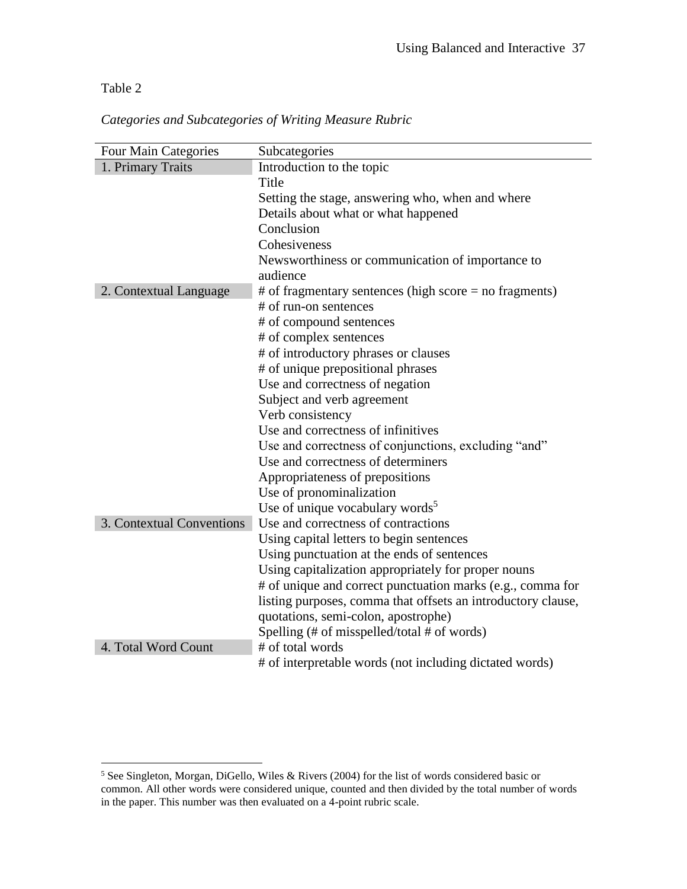Table 2

*Categories and Subcategories of Writing Measure Rubric*

| Four Main Categories | Subcategories |
|---|---|
| 1. Primary Traits | Introduction to the topic |
| | Title |
| | Setting the stage, answering who, when and where |
| | Details about what or what happened |
| | Conclusion |
| | Cohesiveness |
| | Newsworthiness or communication of importance to audience |
| 2. Contextual Language | # of fragmentary sentences (high score = no fragments) |
| | # of run-on sentences |
| | # of compound sentences |
| | # of complex sentences |
| | # of introductory phrases or clauses |
| | # of unique prepositional phrases |
| | Use and correctness of negation |
| | Subject and verb agreement |
| | Verb consistency |
| | Use and correctness of infinitives |
| | Use and correctness of conjunctions, excluding "and" |
| | Use and correctness of determiners |
| | Appropriateness of prepositions |
| | Use of pronominalization |
| | Use of unique vocabulary words[5] |
| 3. Contextual Conventions | Use and correctness of contractions |
| | Using capital letters to begin sentences |
| | Using punctuation at the ends of sentences |
| | Using capitalization appropriately for proper nouns |
| | # of unique and correct punctuation marks (e.g., comma for listing purposes, comma that offsets an introductory clause, quotations, semi-colon, apostrophe) |
| | Spelling (# of misspelled/total # of words) |
| 4. Total Word Count | # of total words |
| | # of interpretable words (not including dictated words) |

[5] See Singleton, Morgan, DiGello, Wiles & Rivers (2004) for the list of words considered basic or common. All other words were considered unique, counted and then divided by the total number of words in the paper. This number was then evaluated on a 4-point rubric scale.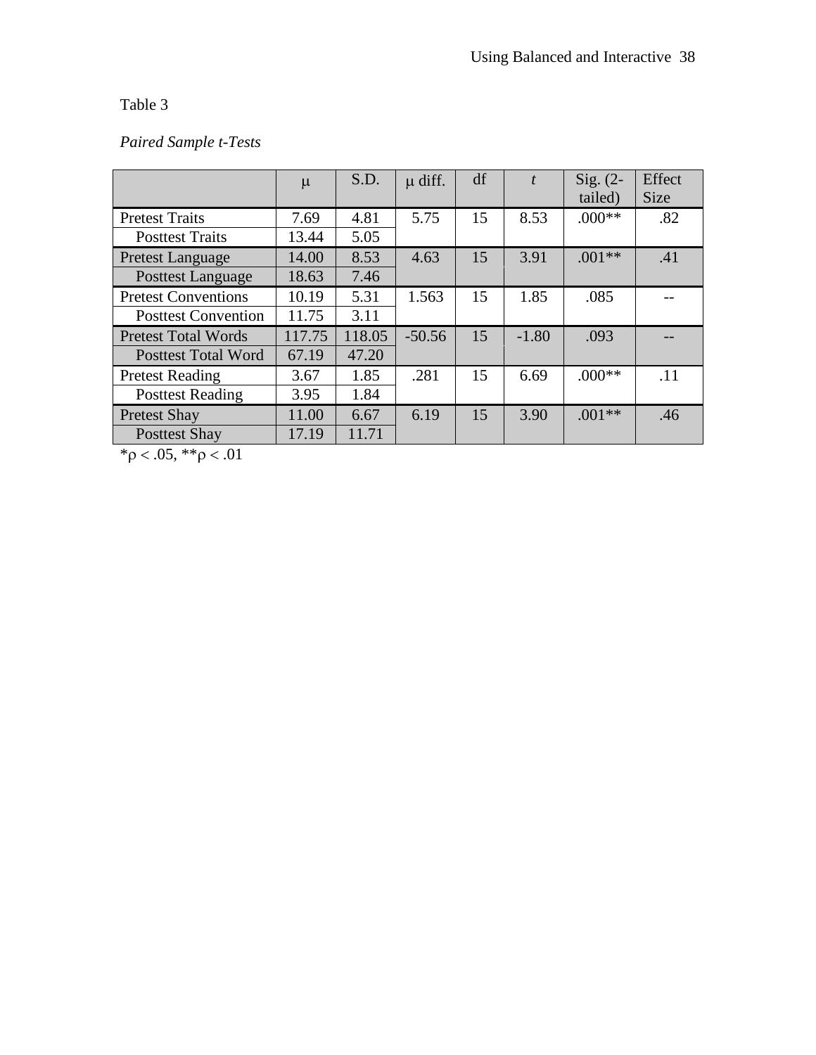Table 3

*Paired Sample t-Tests*

| | μ | S.D. | μ diff. | df | *t* | Sig. (2-tailed) | Effect Size |
|---|---|---|---|---|---|---|---|
| Pretest Traits | 7.69 | 4.81 | 5.75 | 15 | 8.53 | .000** | .82 |
| Posttest Traits | 13.44 | 5.05 | | | | | |
| Pretest Language | 14.00 | 8.53 | 4.63 | 15 | 3.91 | .001** | .41 |
| Posttest Language | 18.63 | 7.46 | | | | | |
| Pretest Conventions | 10.19 | 5.31 | 1.563 | 15 | 1.85 | .085 | -- |
| Posttest Convention | 11.75 | 3.11 | | | | | |
| Pretest Total Words | 117.75 | 118.05 | -50.56 | 15 | -1.80 | .093 | -- |
| Posttest Total Word | 67.19 | 47.20 | | | | | |
| Pretest Reading | 3.67 | 1.85 | .281 | 15 | 6.69 | .000** | .11 |
| Posttest Reading | 3.95 | 1.84 | | | | | |
| Pretest Shay | 11.00 | 6.67 | 6.19 | 15 | 3.90 | .001** | .46 |
| Posttest Shay | 17.19 | 11.71 | | | | | |

*$\rho < .05$, **$\rho < .01$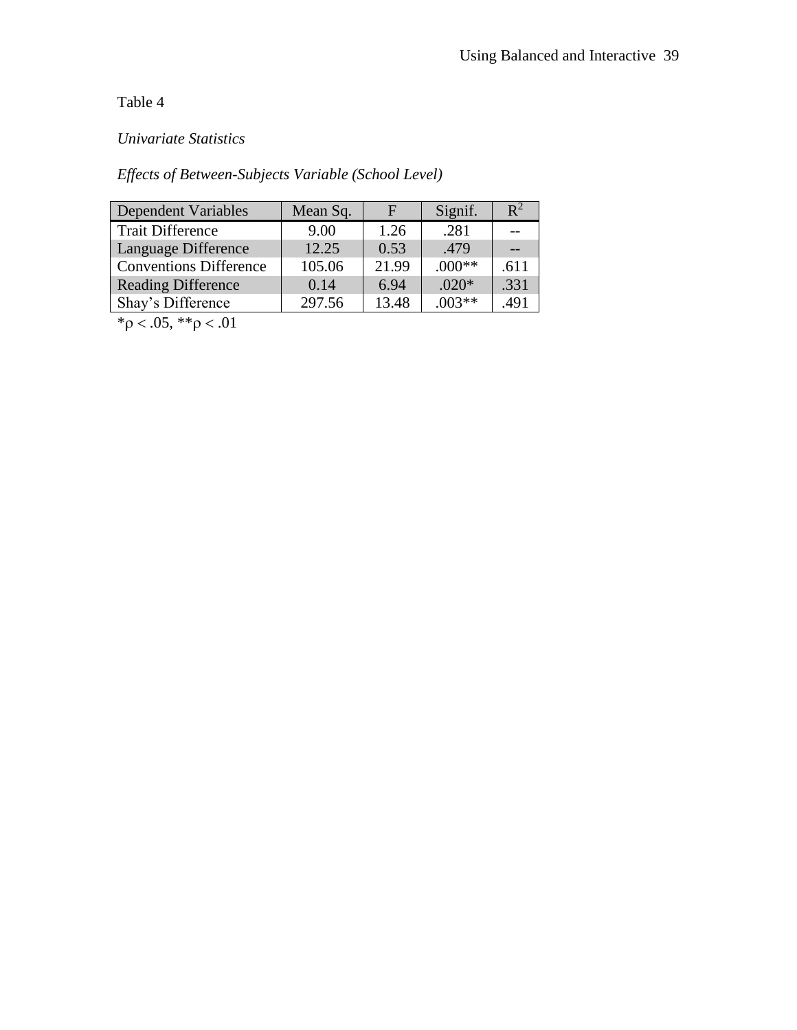Table 4

*Univariate Statistics*

*Effects of Between-Subjects Variable (School Level)*

| Dependent Variables | Mean Sq. | F | Signif. | $R^2$ |
|---|---|---|---|---|
| Trait Difference | 9.00 | 1.26 | .281 | -- |
| Language Difference | 12.25 | 0.53 | .479 | -- |
| Conventions Difference | 105.06 | 21.99 | .000** | .611 |
| Reading Difference | 0.14 | 6.94 | .020* | .331 |
| Shay's Difference | 297.56 | 13.48 | .003** | .491 |

*$\rho < .05$, **$\rho < .01$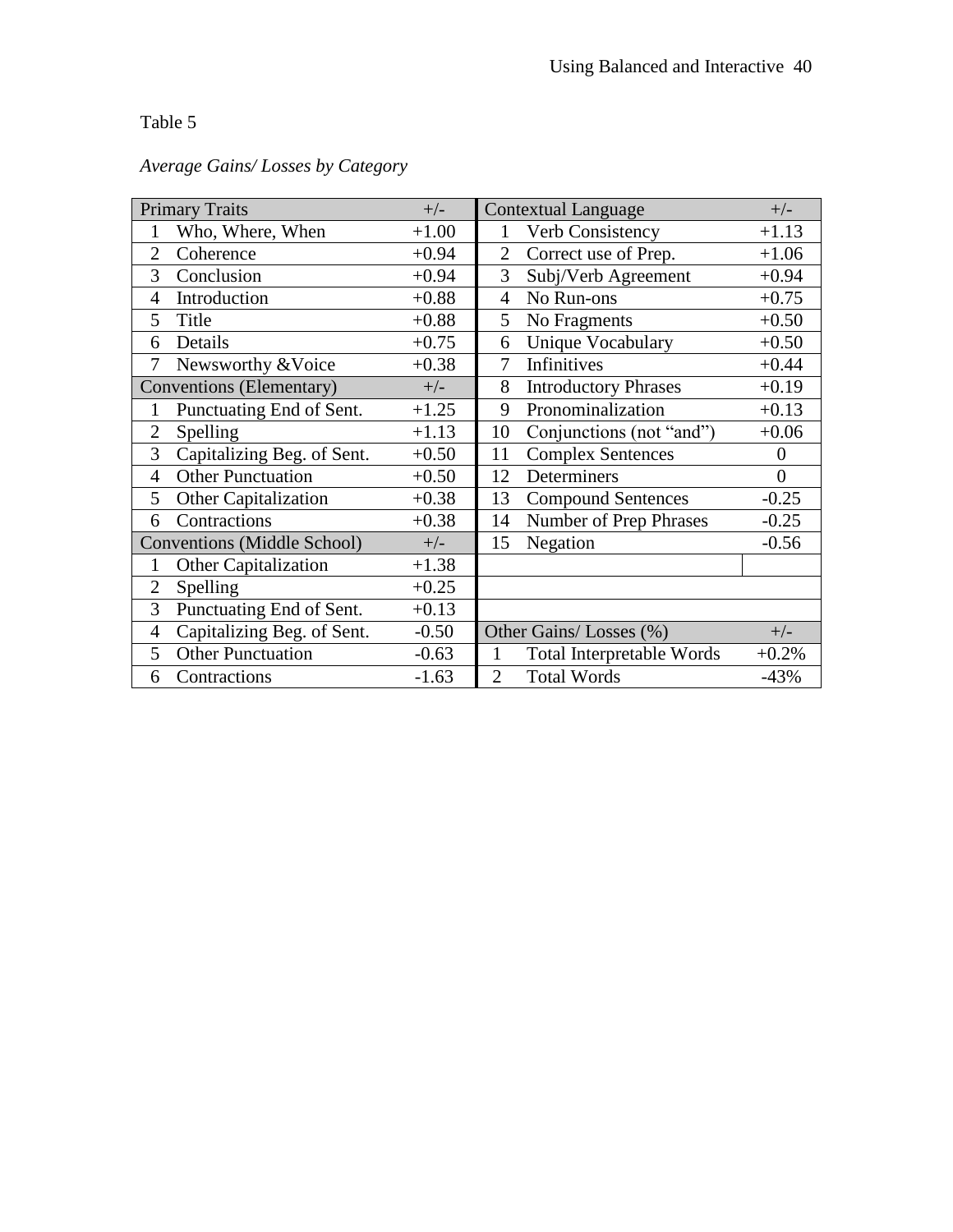Table 5

*Average Gains/ Losses by Category*

| Primary Traits | | +/- | Contextual Language | | +/- |
|---|---|---|---|---|---|
| 1 | Who, Where, When | +1.00 | 1 | Verb Consistency | +1.13 |
| 2 | Coherence | +0.94 | 2 | Correct use of Prep. | +1.06 |
| 3 | Conclusion | +0.94 | 3 | Subj/Verb Agreement | +0.94 |
| 4 | Introduction | +0.88 | 4 | No Run-ons | +0.75 |
| 5 | Title | +0.88 | 5 | No Fragments | +0.50 |
| 6 | Details | +0.75 | 6 | Unique Vocabulary | +0.50 |
| 7 | Newsworthy &Voice | +0.38 | 7 | Infinitives | +0.44 |
| Conventions (Elementary) | | +/- | 8 | Introductory Phrases | +0.19 |
| 1 | Punctuating End of Sent. | +1.25 | 9 | Pronominalization | +0.13 |
| 2 | Spelling | +1.13 | 10 | Conjunctions (not "and") | +0.06 |
| 3 | Capitalizing Beg. of Sent. | +0.50 | 11 | Complex Sentences | 0 |
| 4 | Other Punctuation | +0.50 | 12 | Determiners | 0 |
| 5 | Other Capitalization | +0.38 | 13 | Compound Sentences | -0.25 |
| 6 | Contractions | +0.38 | 14 | Number of Prep Phrases | -0.25 |
| Conventions (Middle School) | | +/- | 15 | Negation | -0.56 |
| 1 | Other Capitalization | +1.38 | | | |
| 2 | Spelling | +0.25 | | | |
| 3 | Punctuating End of Sent. | +0.13 | | | |
| 4 | Capitalizing Beg. of Sent. | -0.50 | Other Gains/ Losses (%) | | +/- |
| 5 | Other Punctuation | -0.63 | 1 | Total Interpretable Words | +0.2% |
| 6 | Contractions | -1.63 | 2 | Total Words | -43% |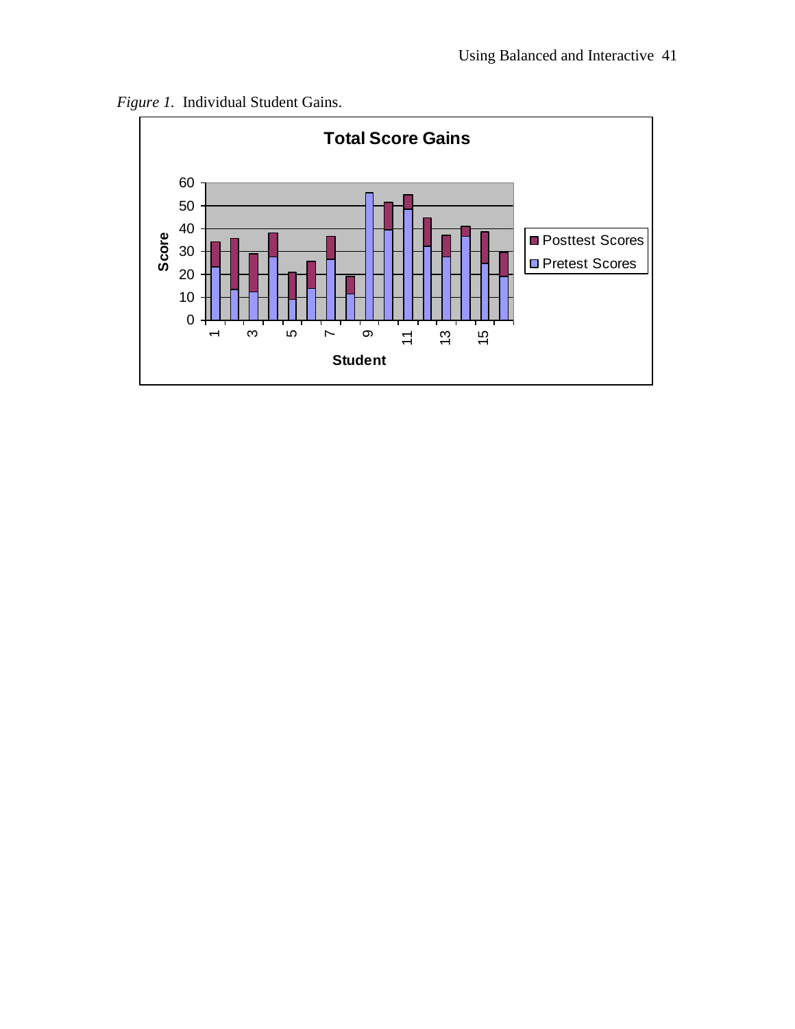*Figure 1*. Individual Student Gains.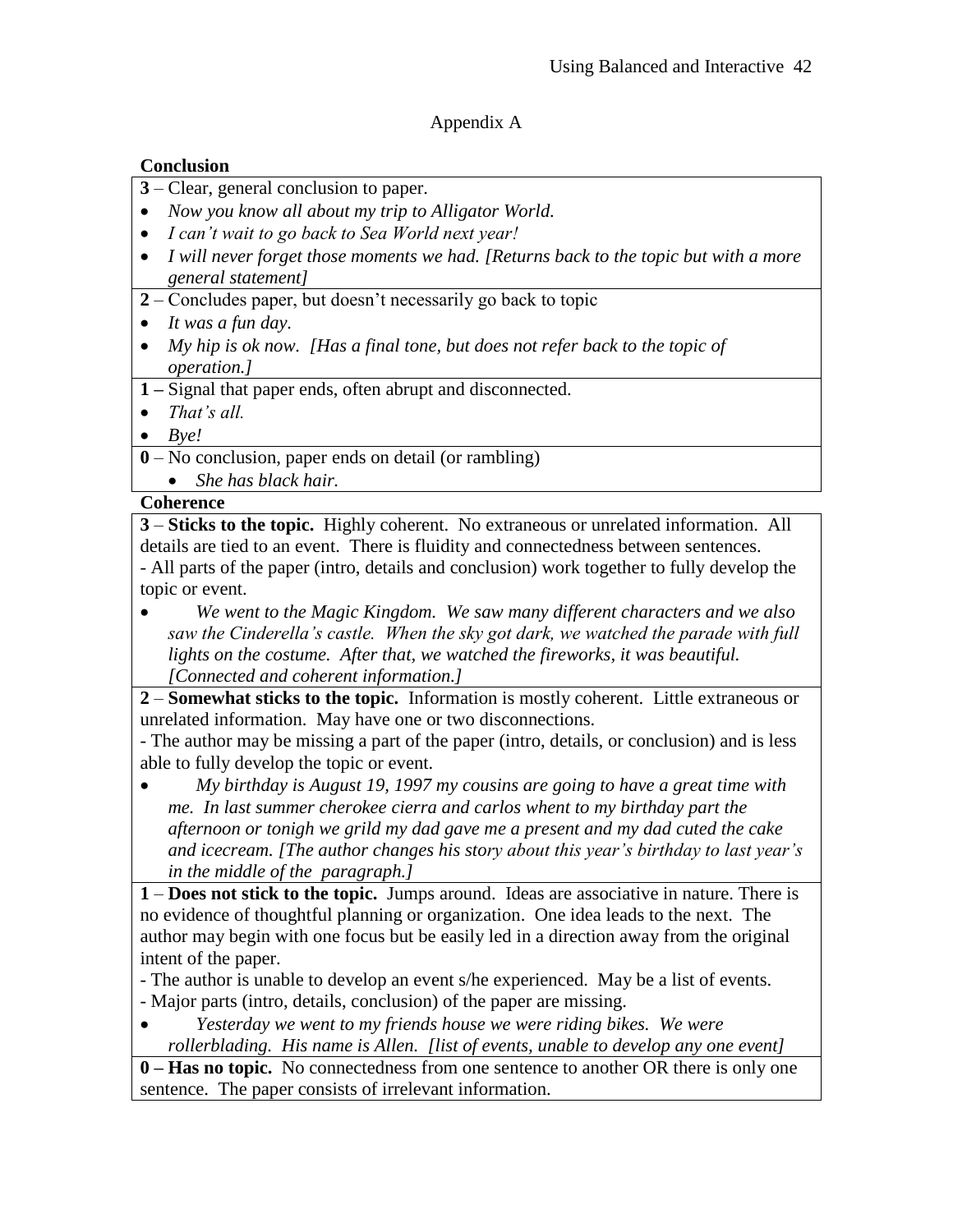Appendix A

**Conclusion**

**3** – Clear, general conclusion to paper.

- *Now you know all about my trip to Alligator World.*
- *I can't wait to go back to Sea World next year!*
- *I will never forget those moments we had. [Returns back to the topic but with a more general statement]*

**2** – Concludes paper, but doesn't necessarily go back to topic

- *It was a fun day.*
- *My hip is ok now. [Has a final tone, but does not refer back to the topic of operation.]*

**1 –** Signal that paper ends, often abrupt and disconnected.

- *That's all.*
- *Bye!*

**0** – No conclusion, paper ends on detail (or rambling)

- *She has black hair.*

**Coherence**

**3** – **Sticks to the topic.** Highly coherent. No extraneous or unrelated information. All details are tied to an event. There is fluidity and connectedness between sentences.

- All parts of the paper (intro, details and conclusion) work together to fully develop the topic or event.

- *We went to the Magic Kingdom. We saw many different characters and we also saw the Cinderella's castle. When the sky got dark, we watched the parade with full lights on the costume. After that, we watched the fireworks, it was beautiful. [Connected and coherent information.]*

**2** – **Somewhat sticks to the topic.** Information is mostly coherent. Little extraneous or unrelated information. May have one or two disconnections.

- The author may be missing a part of the paper (intro, details, or conclusion) and is less able to fully develop the topic or event.

- *My birthday is August 19, 1997 my cousins are going to have a great time with me. In last summer cherokee cierra and carlos whent to my birthday part the afternoon or tonigh we grild my dad gave me a present and my dad cuted the cake and icecream. [The author changes his story about this year's birthday to last year's in the middle of the paragraph.]*

**1** – **Does not stick to the topic.** Jumps around. Ideas are associative in nature. There is no evidence of thoughtful planning or organization. One idea leads to the next. The author may begin with one focus but be easily led in a direction away from the original intent of the paper.

- The author is unable to develop an event s/he experienced. May be a list of events.
- Major parts (intro, details, conclusion) of the paper are missing.

- *Yesterday we went to my friends house we were riding bikes. We were rollerblading. His name is Allen. [list of events, unable to develop any one event]*

**0 – Has no topic.** No connectedness from one sentence to another OR there is only one sentence. The paper consists of irrelevant information.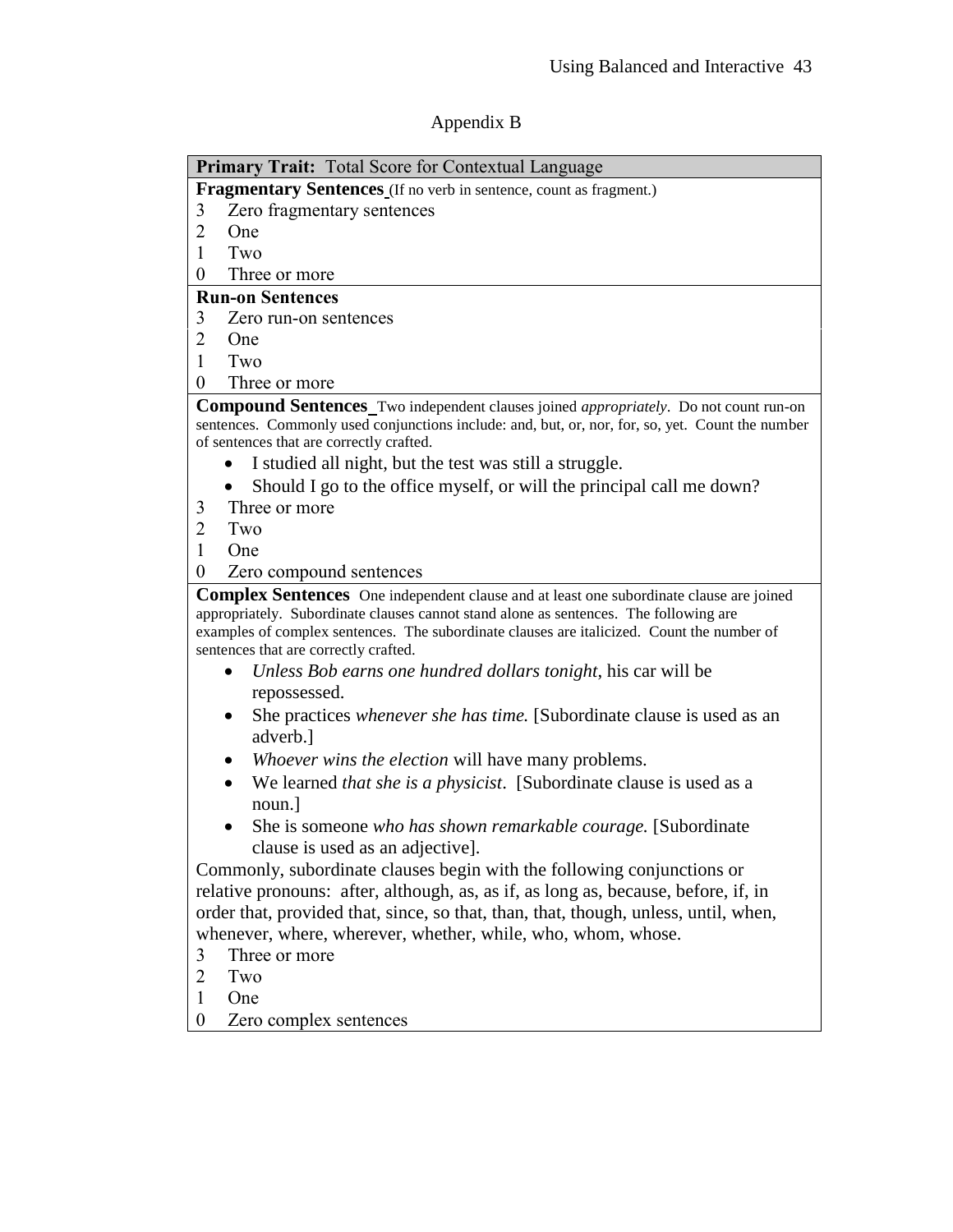## Appendix B

**Primary Trait:** Total Score for Contextual Language

**Fragmentary Sentences** (If no verb in sentence, count as fragment.)

3 Zero fragmentary sentences
2 One
1 Two
0 Three or more

**Run-on Sentences**

3 Zero run-on sentences
2 One
1 Two
0 Three or more

**Compound Sentences** Two independent clauses joined *appropriately*. Do not count run-on sentences. Commonly used conjunctions include: and, but, or, nor, for, so, yet. Count the number of sentences that are correctly crafted.

- I studied all night, but the test was still a struggle.
- Should I go to the office myself, or will the principal call me down?

3 Three or more
2 Two
1 One
0 Zero compound sentences

**Complex Sentences** One independent clause and at least one subordinate clause are joined appropriately. Subordinate clauses cannot stand alone as sentences. The following are examples of complex sentences. The subordinate clauses are italicized. Count the number of sentences that are correctly crafted.

- *Unless Bob earns one hundred dollars tonight*, his car will be repossessed.
- She practices *whenever she has time.* [Subordinate clause is used as an adverb.]
- *Whoever wins the election* will have many problems.
- We learned *that she is a physicist*. [Subordinate clause is used as a noun.]
- She is someone *who has shown remarkable courage.* [Subordinate clause is used as an adjective].

Commonly, subordinate clauses begin with the following conjunctions or relative pronouns: after, although, as, as if, as long as, because, before, if, in order that, provided that, since, so that, than, that, though, unless, until, when, whenever, where, wherever, whether, while, who, whom, whose.

3 Three or more
2 Two
1 One
0 Zero complex sentences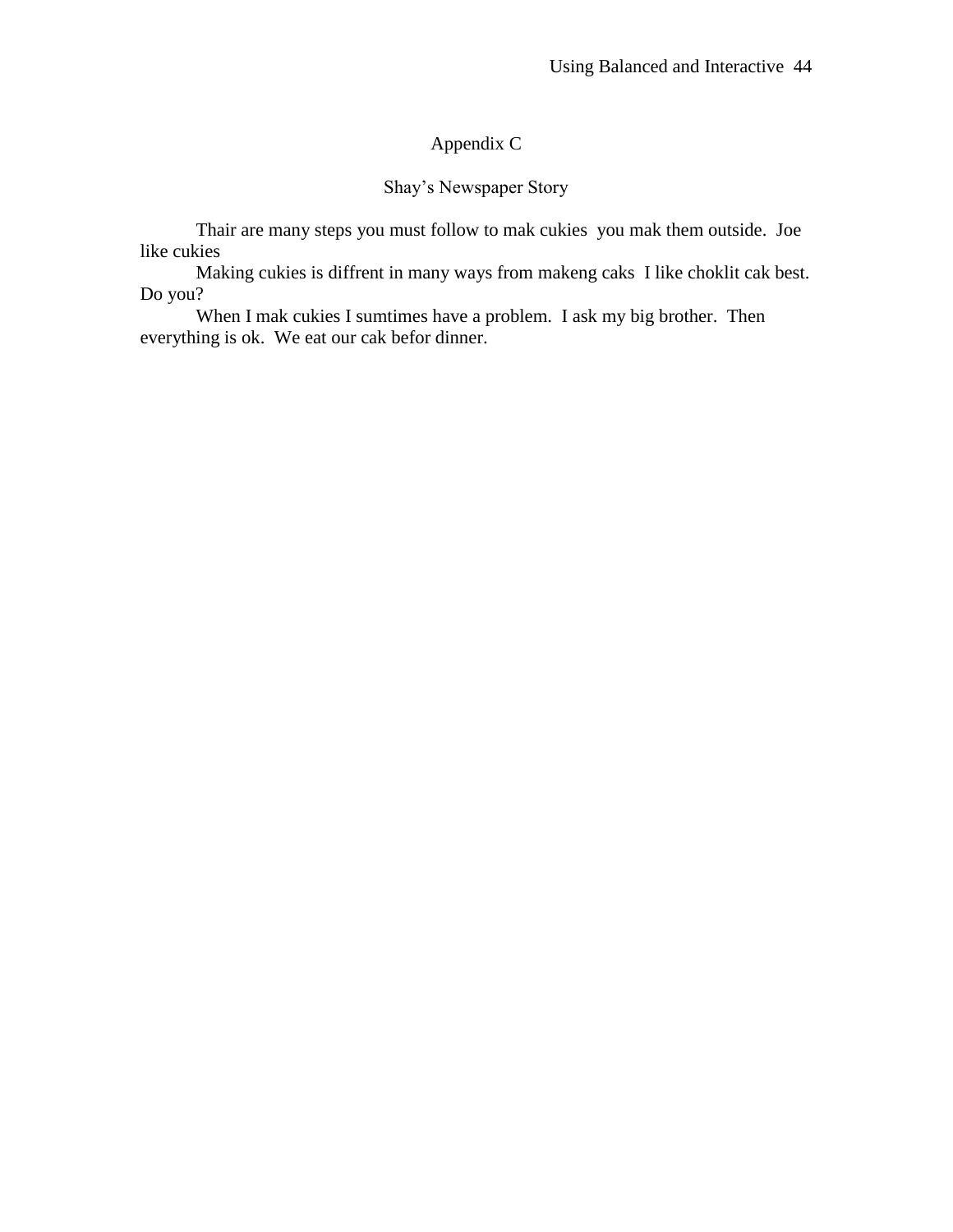# Appendix C

## Shay's Newspaper Story

Thair are many steps you must follow to mak cukies  you mak them outside.  Joe like cukies

Making cukies is diffrent in many ways from makeng caks  I like choklit cak best. Do you?

When I mak cukies I sumtimes have a problem.  I ask my big brother.  Then everything is ok.  We eat our cak befor dinner.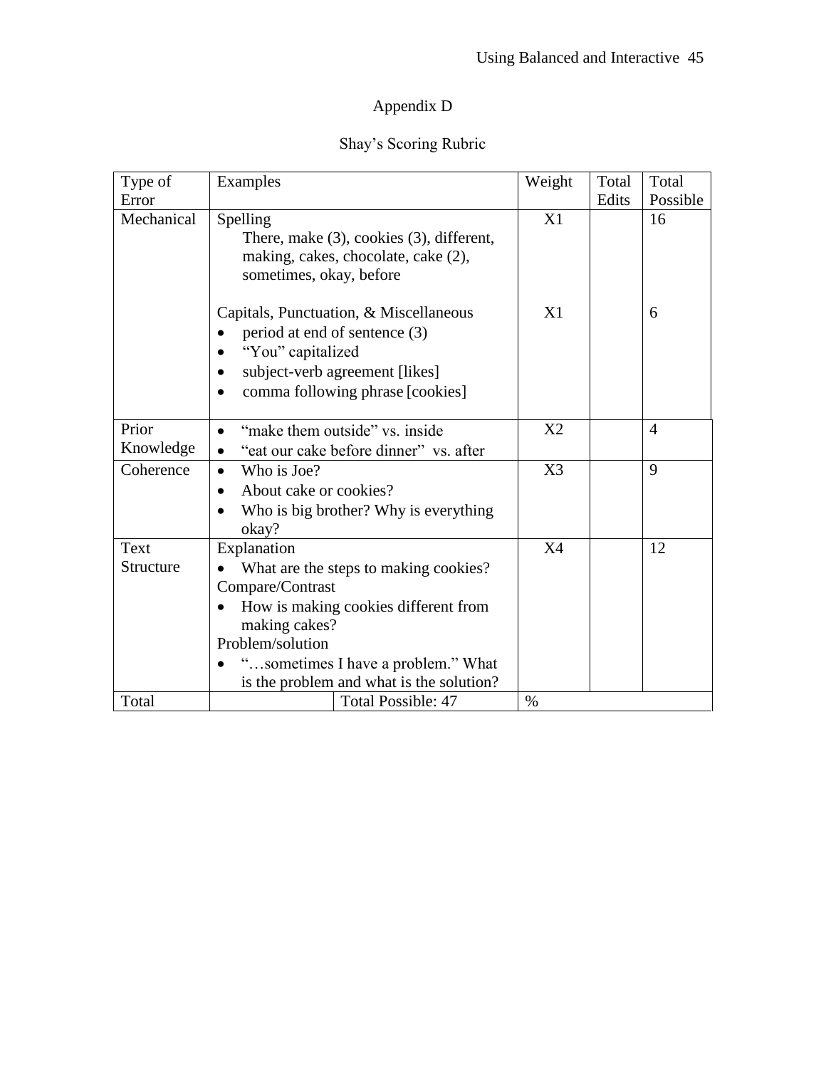# Appendix D

## Shay's Scoring Rubric

| Type of Error | Examples | Weight | Total Edits | Total Possible |
|---|---|---|---|---|
| Mechanical | Spelling<br>There, make (3), cookies (3), different, making, cakes, chocolate, cake (2), sometimes, okay, before | X1 | | 16 |
| | Capitals, Punctuation, & Miscellaneous<br>• period at end of sentence (3)<br>• "You" capitalized<br>• subject-verb agreement [likes]<br>• comma following phrase [cookies] | X1 | | 6 |
| Prior Knowledge | • "make them outside" vs. inside<br>• "eat our cake before dinner" vs. after | X2 | | 4 |
| Coherence | • Who is Joe?<br>• About cake or cookies?<br>• Who is big brother? Why is everything okay? | X3 | | 9 |
| Text Structure | Explanation<br>• What are the steps to making cookies?<br>Compare/Contrast<br>• How is making cookies different from making cakes?<br>Problem/solution<br>• "…sometimes I have a problem." What is the problem and what is the solution? | X4 | | 12 |
| Total | Total Possible: 47 | % | | |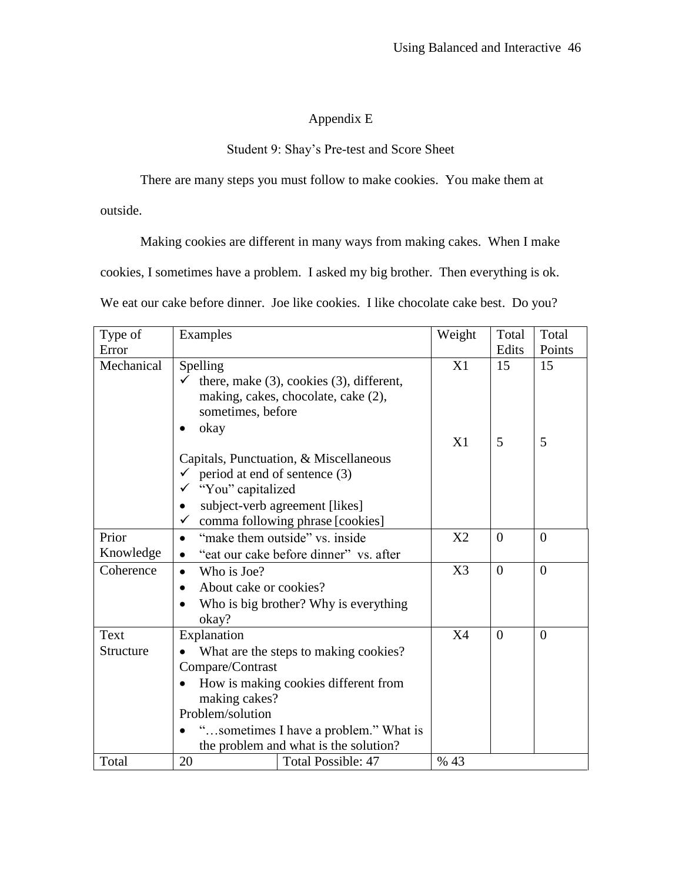# Appendix E

## Student 9: Shay's Pre-test and Score Sheet

There are many steps you must follow to make cookies. You make them at outside.

Making cookies are different in many ways from making cakes. When I make cookies, I sometimes have a problem. I asked my big brother. Then everything is ok. We eat our cake before dinner. Joe like cookies. I like chocolate cake best. Do you?

| Type of Error | Examples | | Weight | Total Edits | Total Points |
|---|---|---|---|---|---|
| Mechanical | Spelling<br>✓ there, make (3), cookies (3), different, making, cakes, chocolate, cake (2), sometimes, before<br>• okay<br><br>Capitals, Punctuation, & Miscellaneous<br>✓ period at end of sentence (3)<br>✓ "You" capitalized<br>• subject-verb agreement [likes]<br>✓ comma following phrase [cookies] | | X1<br><br><br>X1 | 15<br><br><br>5 | 15<br><br><br>5 |
| Prior Knowledge | • "make them outside" vs. inside<br>• "eat our cake before dinner" vs. after | | X2 | 0 | 0 |
| Coherence | • Who is Joe?<br>• About cake or cookies?<br>• Who is big brother? Why is everything okay? | | X3 | 0 | 0 |
| Text Structure | Explanation<br>• What are the steps to making cookies?<br>Compare/Contrast<br>• How is making cookies different from making cakes?<br>Problem/solution<br>• "…sometimes I have a problem." What is the problem and what is the solution? | | X4 | 0 | 0 |
| Total | 20 | Total Possible: 47 | % 43 | | |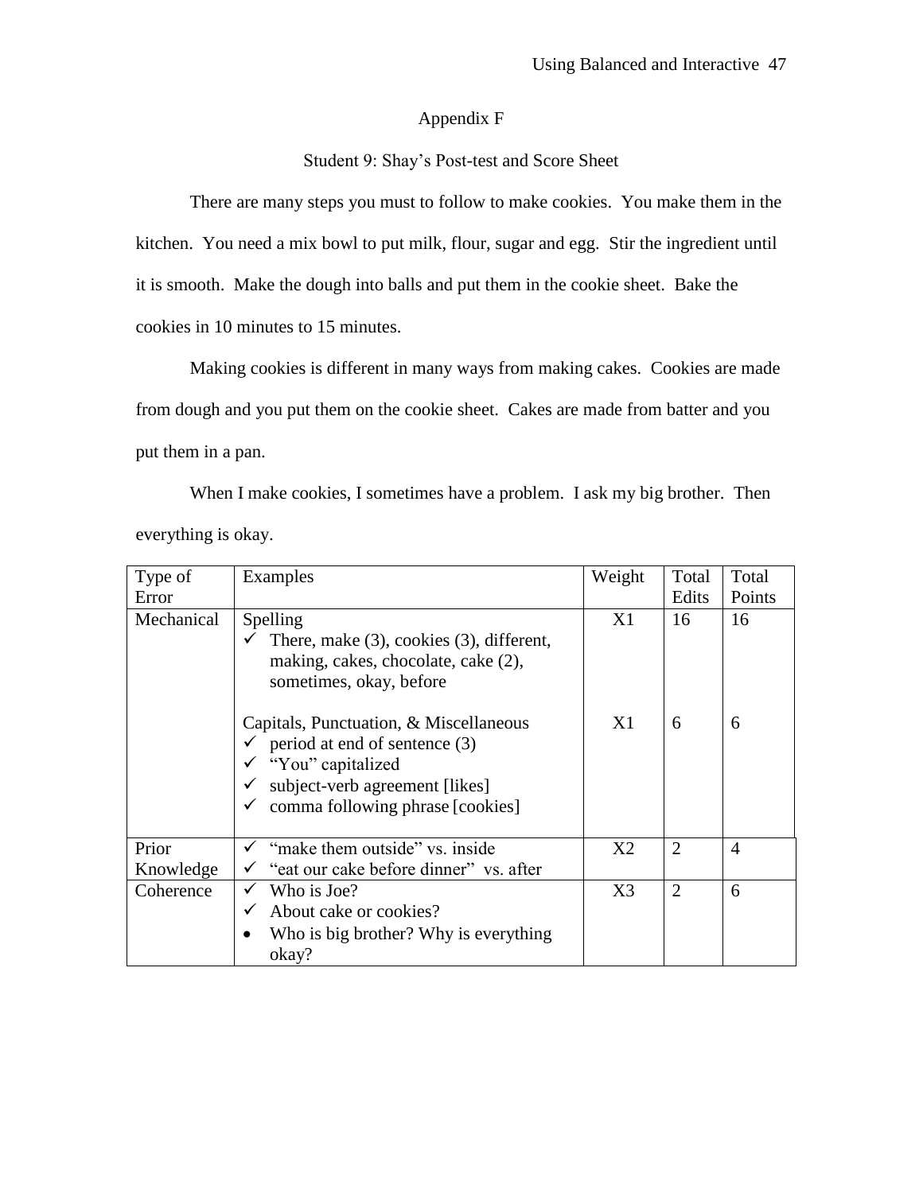Appendix F

Student 9: Shay's Post-test and Score Sheet

There are many steps you must to follow to make cookies. You make them in the kitchen. You need a mix bowl to put milk, flour, sugar and egg. Stir the ingredient until it is smooth. Make the dough into balls and put them in the cookie sheet. Bake the cookies in 10 minutes to 15 minutes.

Making cookies is different in many ways from making cakes. Cookies are made from dough and you put them on the cookie sheet. Cakes are made from batter and you put them in a pan.

When I make cookies, I sometimes have a problem. I ask my big brother. Then everything is okay.

| Type of Error | Examples | Weight | Total Edits | Total Points |
|---|---|---|---|---|
| Mechanical | Spelling<br>✓ There, make (3), cookies (3), different, making, cakes, chocolate, cake (2), sometimes, okay, before | X1 | 16 | 16 |
| | Capitals, Punctuation, & Miscellaneous<br>✓ period at end of sentence (3)<br>✓ "You" capitalized<br>✓ subject-verb agreement [likes]<br>✓ comma following phrase [cookies] | X1 | 6 | 6 |
| Prior Knowledge | ✓ "make them outside" vs. inside<br>✓ "eat our cake before dinner" vs. after | X2 | 2 | 4 |
| Coherence | ✓ Who is Joe?<br>✓ About cake or cookies?<br>• Who is big brother? Why is everything okay? | X3 | 2 | 6 |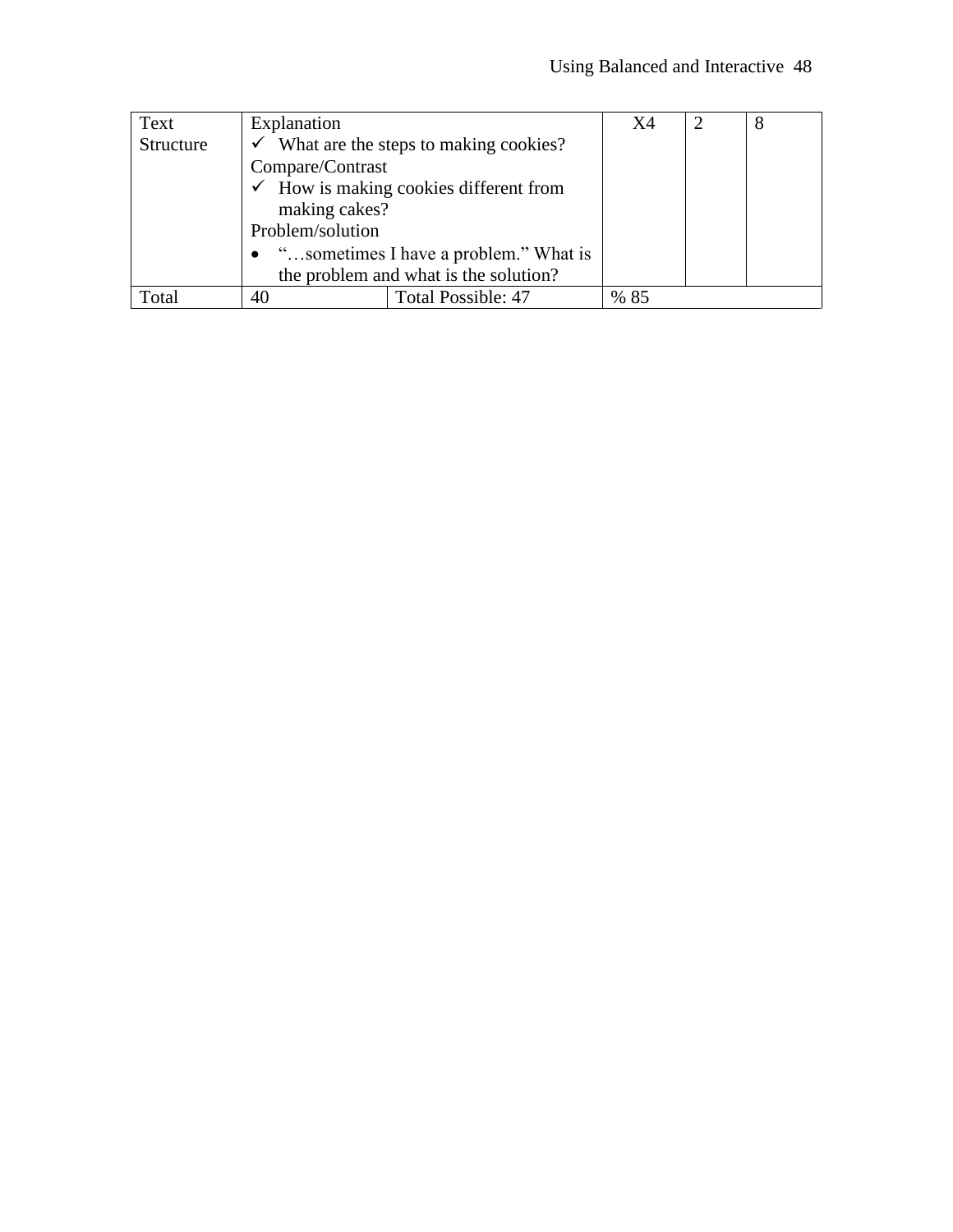| Text Structure | Explanation<br>✓ What are the steps to making cookies?<br>Compare/Contrast<br>✓ How is making cookies different from making cakes?<br>Problem/solution<br>• "…sometimes I have a problem." What is the problem and what is the solution? | | X4 | 2 | 8 |
|---|---|---|---|---|---|
| Total | 40 | Total Possible: 47 | % 85 | | |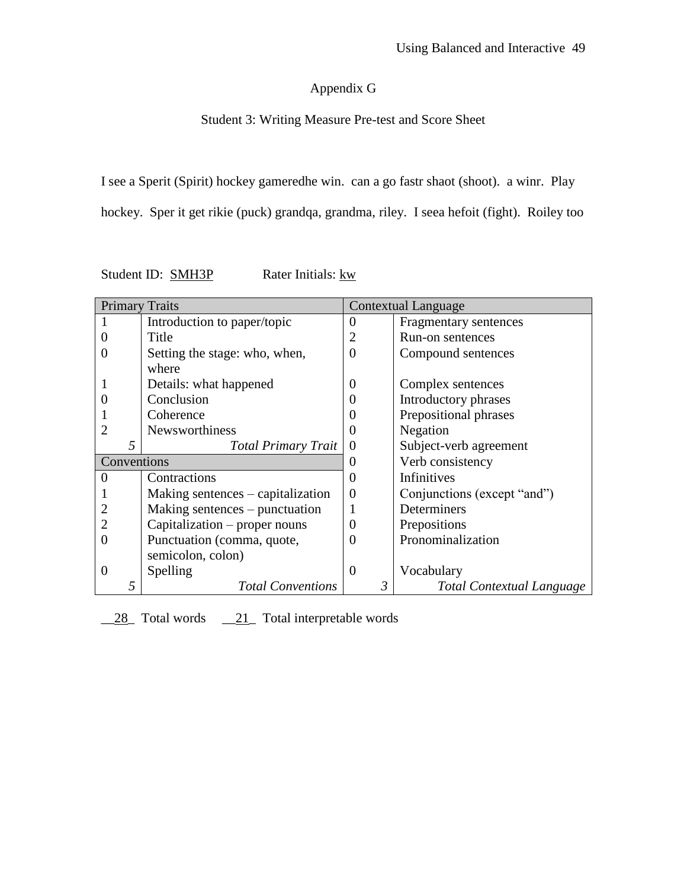# Appendix G

## Student 3: Writing Measure Pre-test and Score Sheet

I see a Sperit (Spirit) hockey gameredhe win. can a go fastr shaot (shoot). a winr. Play hockey. Sper it get rikie (puck) grandqa, grandma, riley. I seea hefoit (fight). Roiley too

Student ID: SMH3P Rater Initials: kw

| Primary Traits | | Contextual Language | |
|---|---|---|---|
| 1 | Introduction to paper/topic | 0 | Fragmentary sentences |
| 0 | Title | 2 | Run-on sentences |
| 0 | Setting the stage: who, when, where | 0 | Compound sentences |
| 1 | Details: what happened | 0 | Complex sentences |
| 0 | Conclusion | 0 | Introductory phrases |
| 1 | Coherence | 0 | Prepositional phrases |
| 2 | Newsworthiness | 0 | Negation |
| *5* | *Total Primary Trait* | 0 | Subject-verb agreement |
| Conventions | | 0 | Verb consistency |
| 0 | Contractions | 0 | Infinitives |
| 1 | Making sentences – capitalization | 0 | Conjunctions (except "and") |
| 2 | Making sentences – punctuation | 1 | Determiners |
| 2 | Capitalization – proper nouns | 0 | Prepositions |
| 0 | Punctuation (comma, quote, semicolon, colon) | 0 | Pronominalization |
| 0 | Spelling | 0 | Vocabulary |
| *5* | *Total Conventions* | *3* | *Total Contextual Language* |

__28_ Total words __21_ Total interpretable words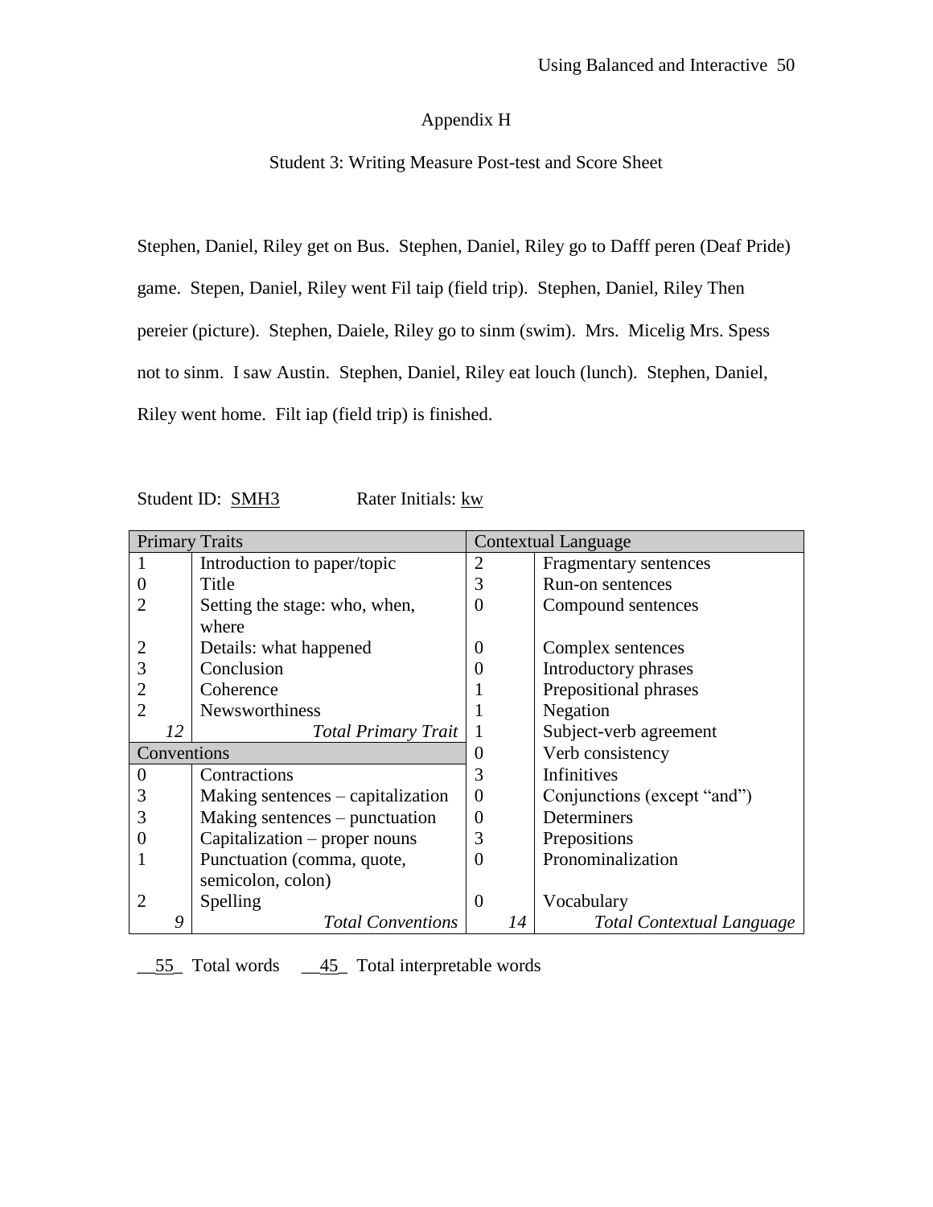# Appendix H

## Student 3: Writing Measure Post-test and Score Sheet

Stephen, Daniel, Riley get on Bus. Stephen, Daniel, Riley go to Dafff peren (Deaf Pride) game. Stepen, Daniel, Riley went Fil taip (field trip). Stephen, Daniel, Riley Then pereier (picture). Stephen, Daiele, Riley go to sinm (swim). Mrs. Micelig Mrs. Spess not to sinm. I saw Austin. Stephen, Daniel, Riley eat louch (lunch). Stephen, Daniel, Riley went home. Filt iap (field trip) is finished.

Student ID: SMH3 Rater Initials: kw

| Primary Traits | | Contextual Language | |
|---|---|---|---|
| 1 | Introduction to paper/topic | 2 | Fragmentary sentences |
| 0 | Title | 3 | Run-on sentences |
| 2 | Setting the stage: who, when, where | 0 | Compound sentences |
| 2 | Details: what happened | 0 | Complex sentences |
| 3 | Conclusion | 0 | Introductory phrases |
| 2 | Coherence | 1 | Prepositional phrases |
| 2 | Newsworthiness | 1 | Negation |
| *12* | *Total Primary Trait* | 1 | Subject-verb agreement |
| Conventions | | 0 | Verb consistency |
| 0 | Contractions | 3 | Infinitives |
| 3 | Making sentences – capitalization | 0 | Conjunctions (except "and") |
| 3 | Making sentences – punctuation | 0 | Determiners |
| 0 | Capitalization – proper nouns | 3 | Prepositions |
| 1 | Punctuation (comma, quote, semicolon, colon) | 0 | Pronominalization |
| 2 | Spelling | 0 | Vocabulary |
| *9* | *Total Conventions* | *14* | *Total Contextual Language* |

__55_ Total words __45_ Total interpretable words